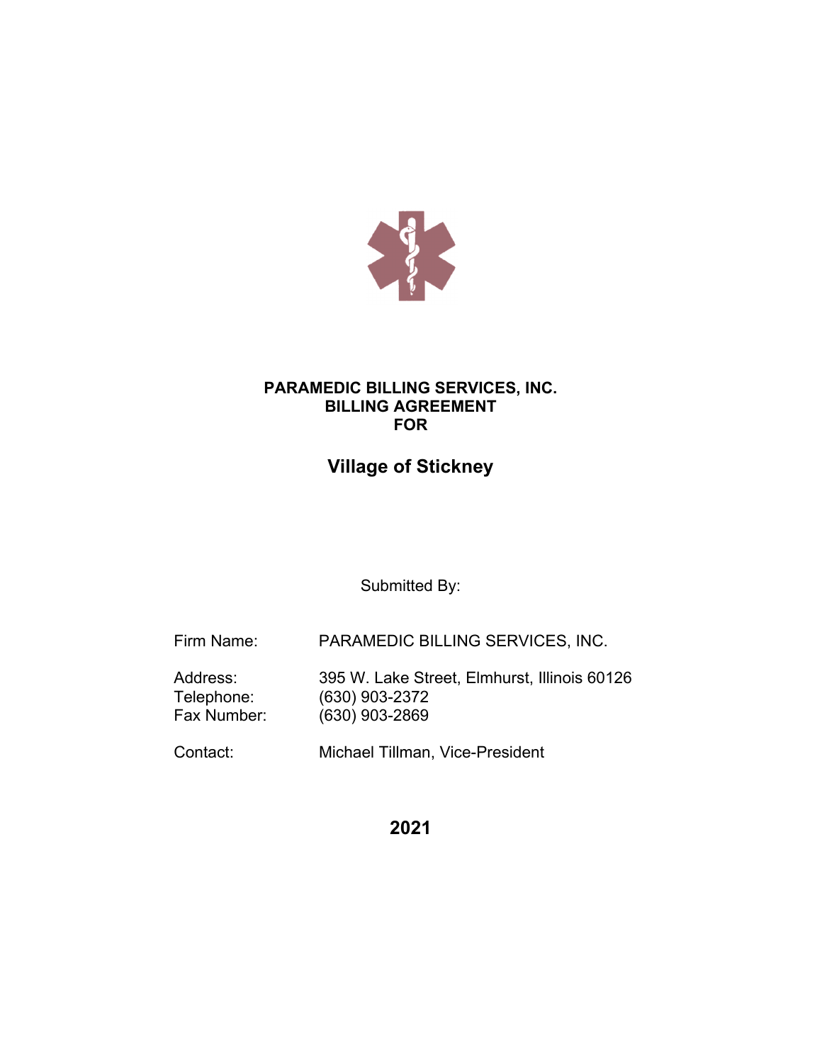**PARAMEDIC BILLING SERVICES, INC.**
**BILLING AGREEMENT**
**FOR**

## Village of Stickney

Submitted By:

Firm Name: PARAMEDIC BILLING SERVICES, INC.

Address: 395 W. Lake Street, Elmhurst, Illinois 60126
Telephone: (630) 903-2372
Fax Number: (630) 903-2869

Contact: Michael Tillman, Vice-President

**2021**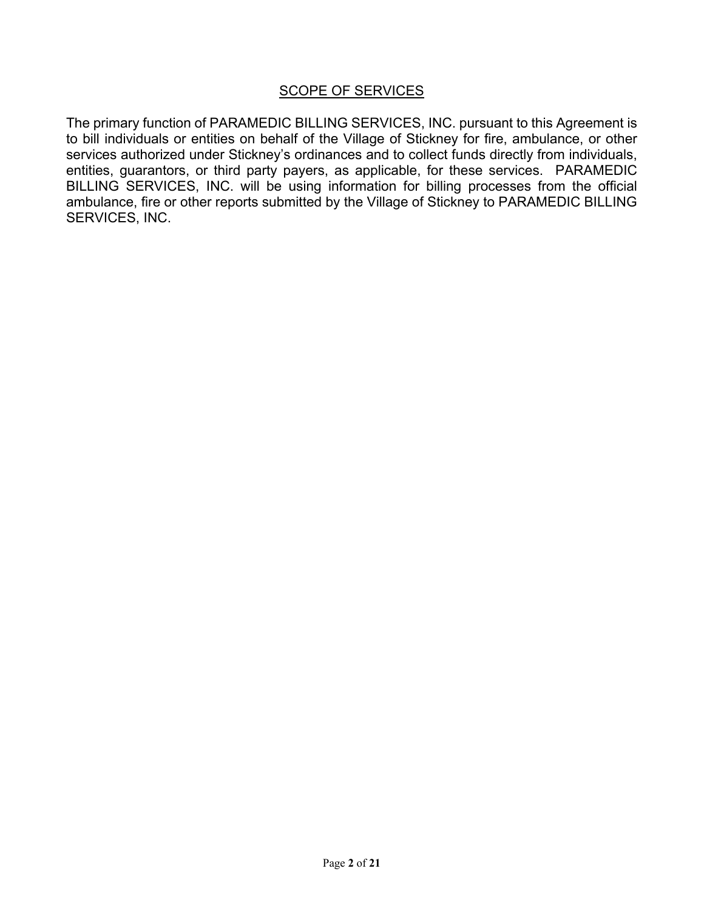## SCOPE OF SERVICES

The primary function of PARAMEDIC BILLING SERVICES, INC. pursuant to this Agreement is to bill individuals or entities on behalf of the Village of Stickney for fire, ambulance, or other services authorized under Stickney's ordinances and to collect funds directly from individuals, entities, guarantors, or third party payers, as applicable, for these services. PARAMEDIC BILLING SERVICES, INC. will be using information for billing processes from the official ambulance, fire or other reports submitted by the Village of Stickney to PARAMEDIC BILLING SERVICES, INC.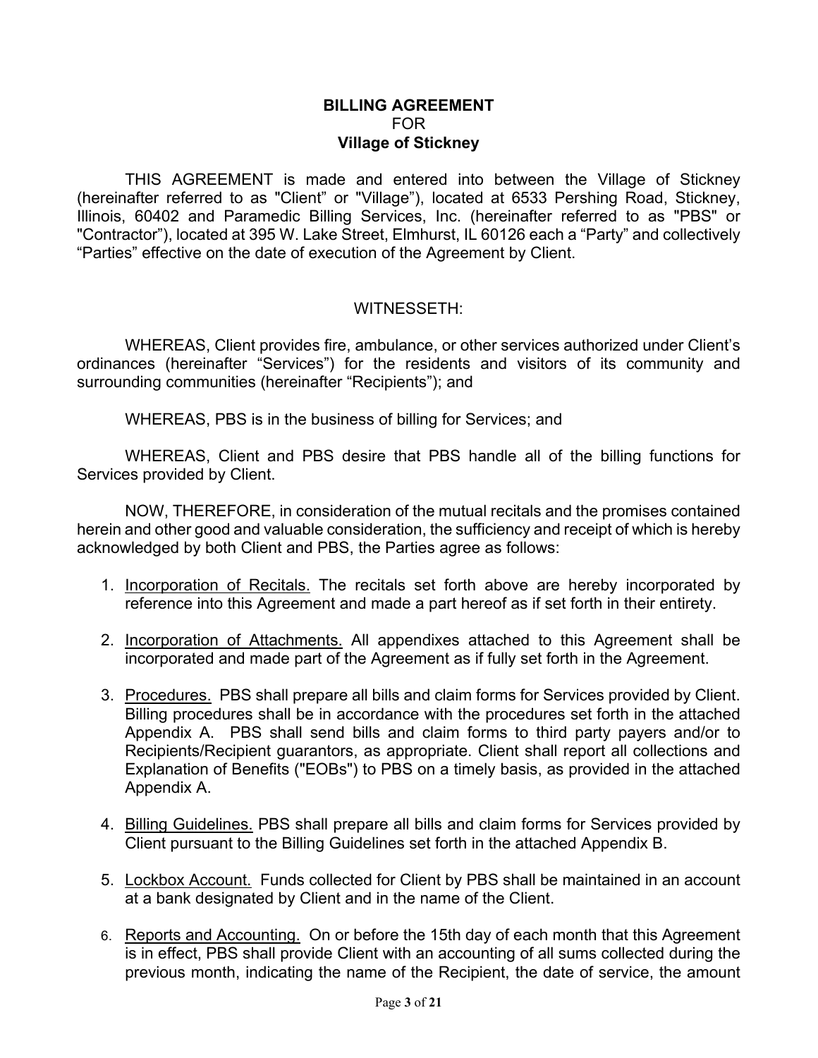**BILLING AGREEMENT**
FOR
**Village of Stickney**

THIS AGREEMENT is made and entered into between the Village of Stickney (hereinafter referred to as "Client” or "Village”), located at 6533 Pershing Road, Stickney, Illinois, 60402 and Paramedic Billing Services, Inc. (hereinafter referred to as "PBS" or "Contractor”), located at 395 W. Lake Street, Elmhurst, IL 60126 each a “Party” and collectively “Parties” effective on the date of execution of the Agreement by Client.

WITNESSETH:

WHEREAS, Client provides fire, ambulance, or other services authorized under Client’s ordinances (hereinafter “Services”) for the residents and visitors of its community and surrounding communities (hereinafter “Recipients”); and

WHEREAS, PBS is in the business of billing for Services; and

WHEREAS, Client and PBS desire that PBS handle all of the billing functions for Services provided by Client.

NOW, THEREFORE, in consideration of the mutual recitals and the promises contained herein and other good and valuable consideration, the sufficiency and receipt of which is hereby acknowledged by both Client and PBS, the Parties agree as follows:

1. Incorporation of Recitals. The recitals set forth above are hereby incorporated by reference into this Agreement and made a part hereof as if set forth in their entirety.
2. Incorporation of Attachments. All appendixes attached to this Agreement shall be incorporated and made part of the Agreement as if fully set forth in the Agreement.
3. Procedures. PBS shall prepare all bills and claim forms for Services provided by Client. Billing procedures shall be in accordance with the procedures set forth in the attached Appendix A. PBS shall send bills and claim forms to third party payers and/or to Recipients/Recipient guarantors, as appropriate. Client shall report all collections and Explanation of Benefits ("EOBs") to PBS on a timely basis, as provided in the attached Appendix A.
4. Billing Guidelines. PBS shall prepare all bills and claim forms for Services provided by Client pursuant to the Billing Guidelines set forth in the attached Appendix B.
5. Lockbox Account. Funds collected for Client by PBS shall be maintained in an account at a bank designated by Client and in the name of the Client.
6. Reports and Accounting. On or before the 15th day of each month that this Agreement is in effect, PBS shall provide Client with an accounting of all sums collected during the previous month, indicating the name of the Recipient, the date of service, the amount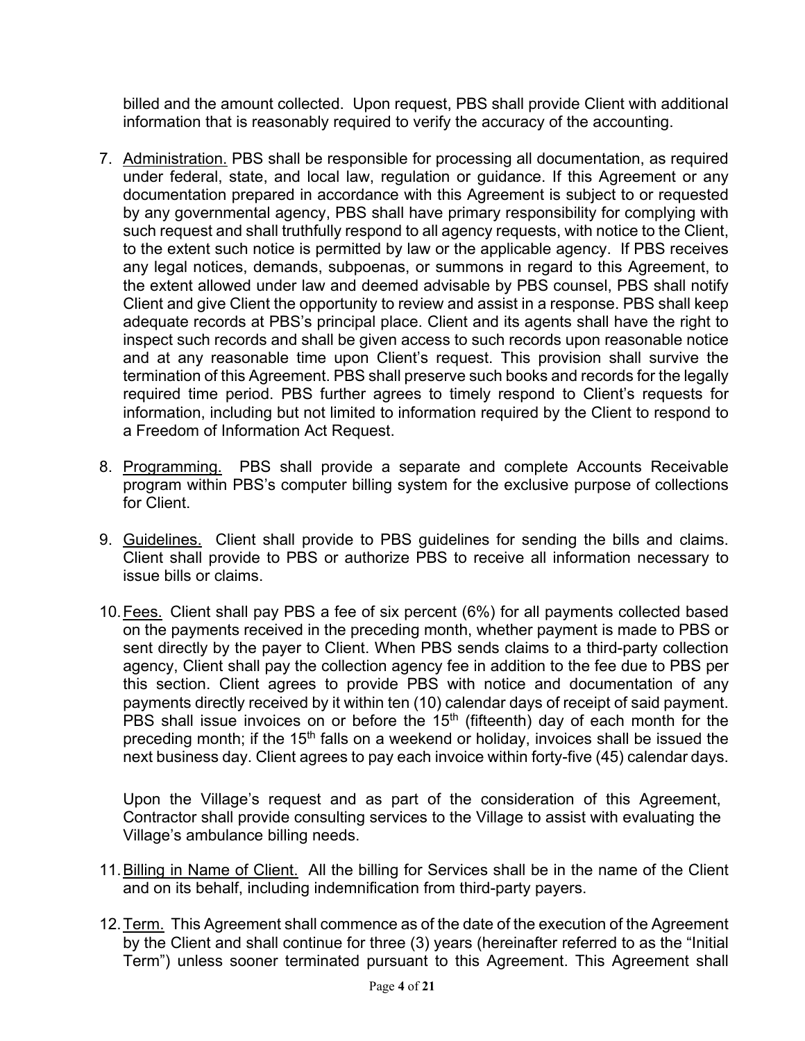billed and the amount collected. Upon request, PBS shall provide Client with additional information that is reasonably required to verify the accuracy of the accounting.

7. Administration. PBS shall be responsible for processing all documentation, as required under federal, state, and local law, regulation or guidance. If this Agreement or any documentation prepared in accordance with this Agreement is subject to or requested by any governmental agency, PBS shall have primary responsibility for complying with such request and shall truthfully respond to all agency requests, with notice to the Client, to the extent such notice is permitted by law or the applicable agency. If PBS receives any legal notices, demands, subpoenas, or summons in regard to this Agreement, to the extent allowed under law and deemed advisable by PBS counsel, PBS shall notify Client and give Client the opportunity to review and assist in a response. PBS shall keep adequate records at PBS's principal place. Client and its agents shall have the right to inspect such records and shall be given access to such records upon reasonable notice and at any reasonable time upon Client's request. This provision shall survive the termination of this Agreement. PBS shall preserve such books and records for the legally required time period. PBS further agrees to timely respond to Client's requests for information, including but not limited to information required by the Client to respond to a Freedom of Information Act Request.

8. Programming. PBS shall provide a separate and complete Accounts Receivable program within PBS's computer billing system for the exclusive purpose of collections for Client.

9. Guidelines. Client shall provide to PBS guidelines for sending the bills and claims. Client shall provide to PBS or authorize PBS to receive all information necessary to issue bills or claims.

10. Fees. Client shall pay PBS a fee of six percent (6%) for all payments collected based on the payments received in the preceding month, whether payment is made to PBS or sent directly by the payer to Client. When PBS sends claims to a third-party collection agency, Client shall pay the collection agency fee in addition to the fee due to PBS per this section. Client agrees to provide PBS with notice and documentation of any payments directly received by it within ten (10) calendar days of receipt of said payment. PBS shall issue invoices on or before the 15th (fifteenth) day of each month for the preceding month; if the 15th falls on a weekend or holiday, invoices shall be issued the next business day. Client agrees to pay each invoice within forty-five (45) calendar days.

    Upon the Village's request and as part of the consideration of this Agreement, Contractor shall provide consulting services to the Village to assist with evaluating the Village's ambulance billing needs.

11. Billing in Name of Client. All the billing for Services shall be in the name of the Client and on its behalf, including indemnification from third-party payers.

12. Term. This Agreement shall commence as of the date of the execution of the Agreement by the Client and shall continue for three (3) years (hereinafter referred to as the "Initial Term") unless sooner terminated pursuant to this Agreement. This Agreement shall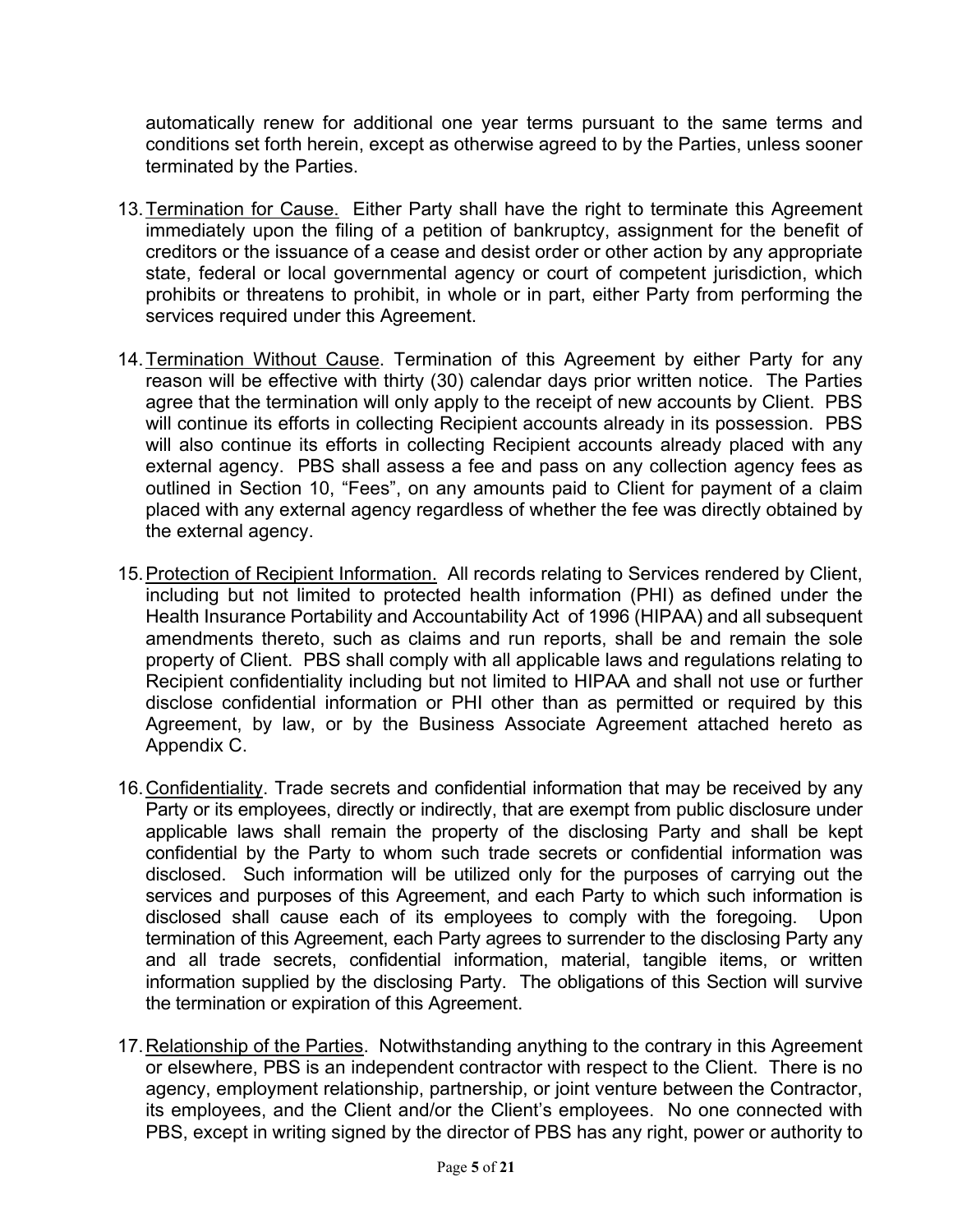automatically renew for additional one year terms pursuant to the same terms and conditions set forth herein, except as otherwise agreed to by the Parties, unless sooner terminated by the Parties.

13. Termination for Cause. Either Party shall have the right to terminate this Agreement immediately upon the filing of a petition of bankruptcy, assignment for the benefit of creditors or the issuance of a cease and desist order or other action by any appropriate state, federal or local governmental agency or court of competent jurisdiction, which prohibits or threatens to prohibit, in whole or in part, either Party from performing the services required under this Agreement.

14. Termination Without Cause. Termination of this Agreement by either Party for any reason will be effective with thirty (30) calendar days prior written notice. The Parties agree that the termination will only apply to the receipt of new accounts by Client. PBS will continue its efforts in collecting Recipient accounts already in its possession. PBS will also continue its efforts in collecting Recipient accounts already placed with any external agency. PBS shall assess a fee and pass on any collection agency fees as outlined in Section 10, "Fees", on any amounts paid to Client for payment of a claim placed with any external agency regardless of whether the fee was directly obtained by the external agency.

15. Protection of Recipient Information. All records relating to Services rendered by Client, including but not limited to protected health information (PHI) as defined under the Health Insurance Portability and Accountability Act of 1996 (HIPAA) and all subsequent amendments thereto, such as claims and run reports, shall be and remain the sole property of Client. PBS shall comply with all applicable laws and regulations relating to Recipient confidentiality including but not limited to HIPAA and shall not use or further disclose confidential information or PHI other than as permitted or required by this Agreement, by law, or by the Business Associate Agreement attached hereto as Appendix C.

16. Confidentiality. Trade secrets and confidential information that may be received by any Party or its employees, directly or indirectly, that are exempt from public disclosure under applicable laws shall remain the property of the disclosing Party and shall be kept confidential by the Party to whom such trade secrets or confidential information was disclosed. Such information will be utilized only for the purposes of carrying out the services and purposes of this Agreement, and each Party to which such information is disclosed shall cause each of its employees to comply with the foregoing. Upon termination of this Agreement, each Party agrees to surrender to the disclosing Party any and all trade secrets, confidential information, material, tangible items, or written information supplied by the disclosing Party. The obligations of this Section will survive the termination or expiration of this Agreement.

17. Relationship of the Parties. Notwithstanding anything to the contrary in this Agreement or elsewhere, PBS is an independent contractor with respect to the Client. There is no agency, employment relationship, partnership, or joint venture between the Contractor, its employees, and the Client and/or the Client's employees. No one connected with PBS, except in writing signed by the director of PBS has any right, power or authority to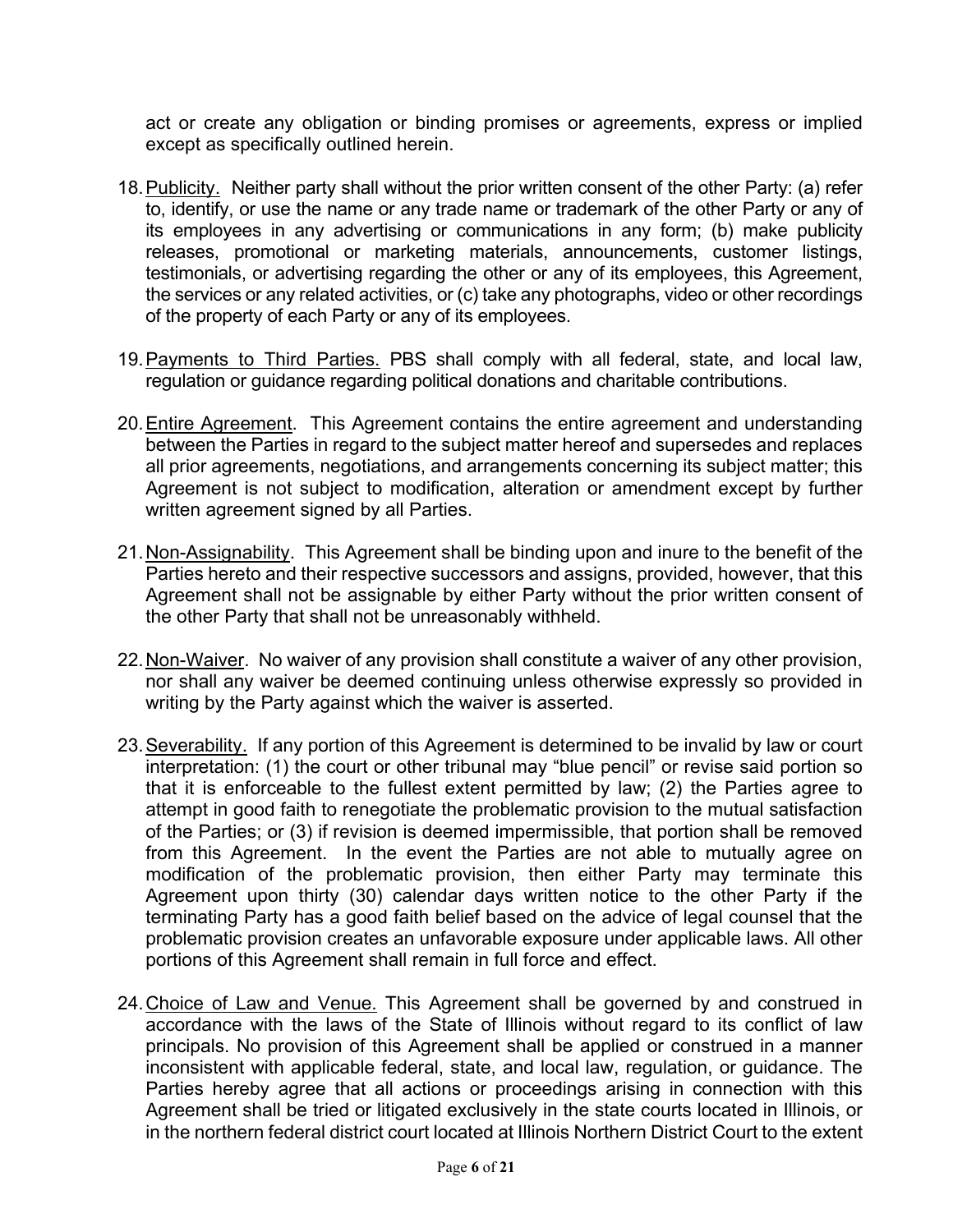act or create any obligation or binding promises or agreements, express or implied except as specifically outlined herein.

18. Publicity. Neither party shall without the prior written consent of the other Party: (a) refer to, identify, or use the name or any trade name or trademark of the other Party or any of its employees in any advertising or communications in any form; (b) make publicity releases, promotional or marketing materials, announcements, customer listings, testimonials, or advertising regarding the other or any of its employees, this Agreement, the services or any related activities, or (c) take any photographs, video or other recordings of the property of each Party or any of its employees.

19. Payments to Third Parties. PBS shall comply with all federal, state, and local law, regulation or guidance regarding political donations and charitable contributions.

20. Entire Agreement. This Agreement contains the entire agreement and understanding between the Parties in regard to the subject matter hereof and supersedes and replaces all prior agreements, negotiations, and arrangements concerning its subject matter; this Agreement is not subject to modification, alteration or amendment except by further written agreement signed by all Parties.

21. Non-Assignability. This Agreement shall be binding upon and inure to the benefit of the Parties hereto and their respective successors and assigns, provided, however, that this Agreement shall not be assignable by either Party without the prior written consent of the other Party that shall not be unreasonably withheld.

22. Non-Waiver. No waiver of any provision shall constitute a waiver of any other provision, nor shall any waiver be deemed continuing unless otherwise expressly so provided in writing by the Party against which the waiver is asserted.

23. Severability. If any portion of this Agreement is determined to be invalid by law or court interpretation: (1) the court or other tribunal may "blue pencil" or revise said portion so that it is enforceable to the fullest extent permitted by law; (2) the Parties agree to attempt in good faith to renegotiate the problematic provision to the mutual satisfaction of the Parties; or (3) if revision is deemed impermissible, that portion shall be removed from this Agreement. In the event the Parties are not able to mutually agree on modification of the problematic provision, then either Party may terminate this Agreement upon thirty (30) calendar days written notice to the other Party if the terminating Party has a good faith belief based on the advice of legal counsel that the problematic provision creates an unfavorable exposure under applicable laws. All other portions of this Agreement shall remain in full force and effect.

24. Choice of Law and Venue. This Agreement shall be governed by and construed in accordance with the laws of the State of Illinois without regard to its conflict of law principals. No provision of this Agreement shall be applied or construed in a manner inconsistent with applicable federal, state, and local law, regulation, or guidance. The Parties hereby agree that all actions or proceedings arising in connection with this Agreement shall be tried or litigated exclusively in the state courts located in Illinois, or in the northern federal district court located at Illinois Northern District Court to the extent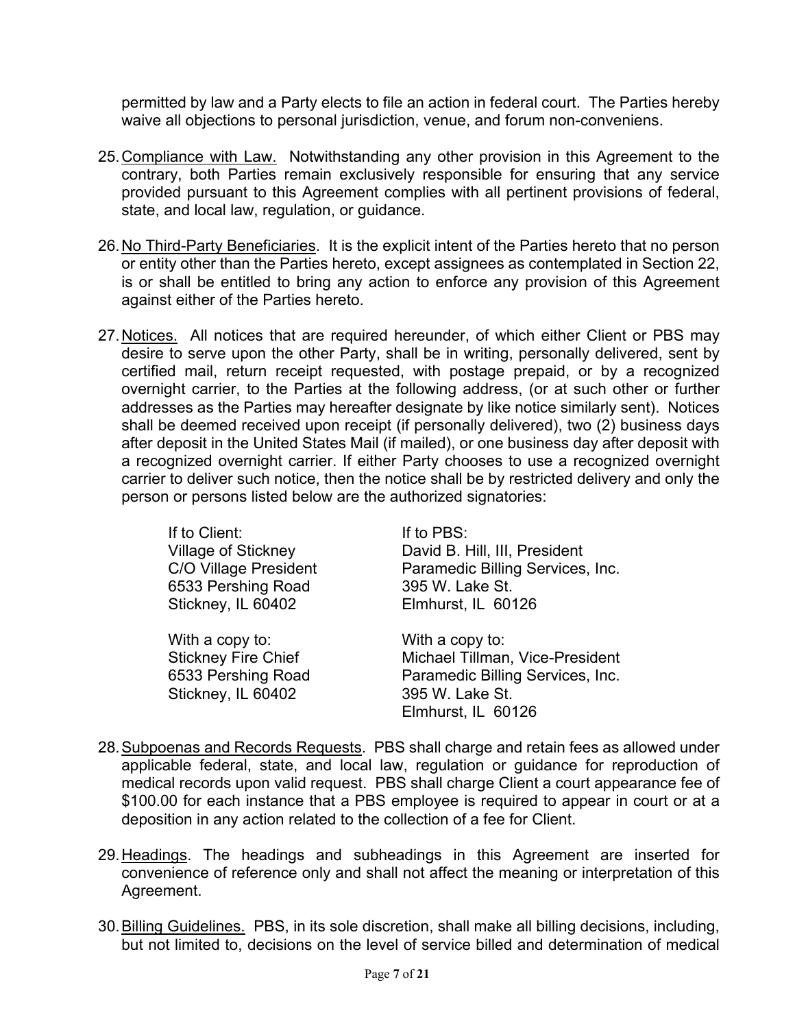permitted by law and a Party elects to file an action in federal court. The Parties hereby waive all objections to personal jurisdiction, venue, and forum non-conveniens.

25. Compliance with Law. Notwithstanding any other provision in this Agreement to the contrary, both Parties remain exclusively responsible for ensuring that any service provided pursuant to this Agreement complies with all pertinent provisions of federal, state, and local law, regulation, or guidance.

26. No Third-Party Beneficiaries. It is the explicit intent of the Parties hereto that no person or entity other than the Parties hereto, except assignees as contemplated in Section 22, is or shall be entitled to bring any action to enforce any provision of this Agreement against either of the Parties hereto.

27. Notices. All notices that are required hereunder, of which either Client or PBS may desire to serve upon the other Party, shall be in writing, personally delivered, sent by certified mail, return receipt requested, with postage prepaid, or by a recognized overnight carrier, to the Parties at the following address, (or at such other or further addresses as the Parties may hereafter designate by like notice similarly sent). Notices shall be deemed received upon receipt (if personally delivered), two (2) business days after deposit in the United States Mail (if mailed), or one business day after deposit with a recognized overnight carrier. If either Party chooses to use a recognized overnight carrier to deliver such notice, then the notice shall be by restricted delivery and only the person or persons listed below are the authorized signatories:

| If to Client: | If to PBS: |
|---|---|
| Village of Stickney<br>C/O Village President<br>6533 Pershing Road<br>Stickney, IL 60402 | David B. Hill, III, President<br>Paramedic Billing Services, Inc.<br>395 W. Lake St.<br>Elmhurst, IL 60126 |
| With a copy to:<br>Stickney Fire Chief<br>6533 Pershing Road<br>Stickney, IL 60402 | With a copy to:<br>Michael Tillman, Vice-President<br>Paramedic Billing Services, Inc.<br>395 W. Lake St.<br>Elmhurst, IL 60126 |

28. Subpoenas and Records Requests. PBS shall charge and retain fees as allowed under applicable federal, state, and local law, regulation or guidance for reproduction of medical records upon valid request. PBS shall charge Client a court appearance fee of $100.00 for each instance that a PBS employee is required to appear in court or at a deposition in any action related to the collection of a fee for Client.

29. Headings. The headings and subheadings in this Agreement are inserted for convenience of reference only and shall not affect the meaning or interpretation of this Agreement.

30. Billing Guidelines. PBS, in its sole discretion, shall make all billing decisions, including, but not limited to, decisions on the level of service billed and determination of medical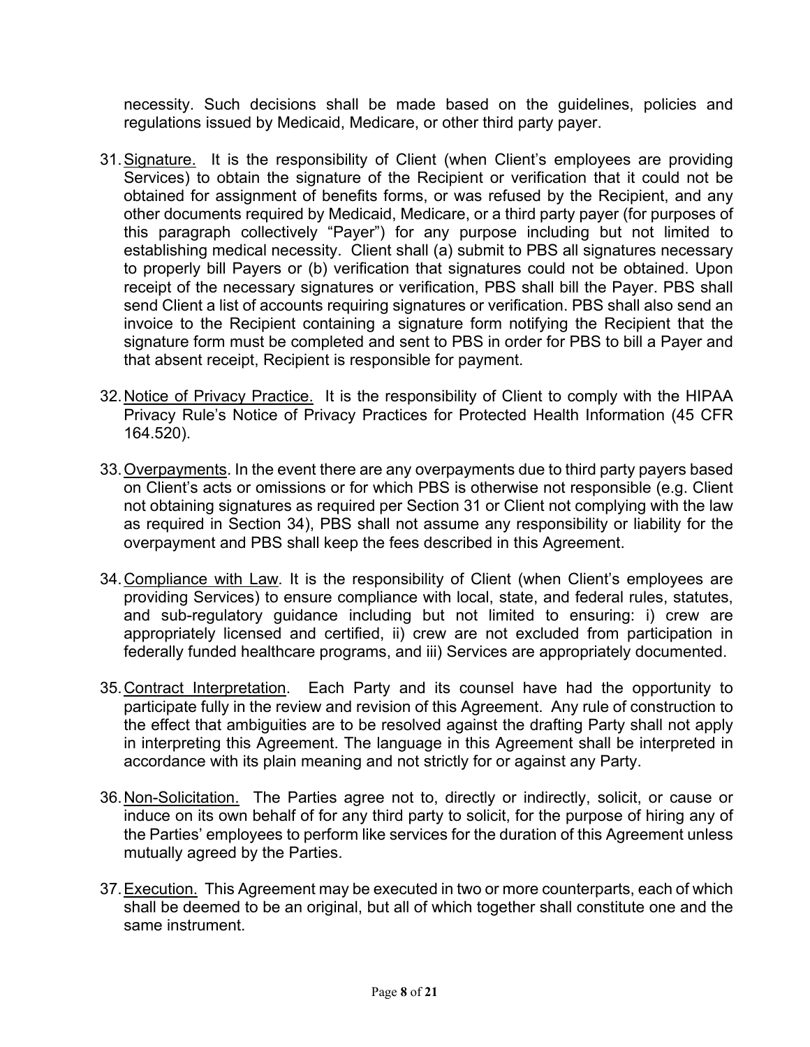necessity. Such decisions shall be made based on the guidelines, policies and regulations issued by Medicaid, Medicare, or other third party payer.

31. <u>Signature.</u> It is the responsibility of Client (when Client's employees are providing Services) to obtain the signature of the Recipient or verification that it could not be obtained for assignment of benefits forms, or was refused by the Recipient, and any other documents required by Medicaid, Medicare, or a third party payer (for purposes of this paragraph collectively "Payer") for any purpose including but not limited to establishing medical necessity. Client shall (a) submit to PBS all signatures necessary to properly bill Payers or (b) verification that signatures could not be obtained. Upon receipt of the necessary signatures or verification, PBS shall bill the Payer. PBS shall send Client a list of accounts requiring signatures or verification. PBS shall also send an invoice to the Recipient containing a signature form notifying the Recipient that the signature form must be completed and sent to PBS in order for PBS to bill a Payer and that absent receipt, Recipient is responsible for payment.

32. <u>Notice of Privacy Practice.</u> It is the responsibility of Client to comply with the HIPAA Privacy Rule's Notice of Privacy Practices for Protected Health Information (45 CFR 164.520).

33. <u>Overpayments</u>. In the event there are any overpayments due to third party payers based on Client's acts or omissions or for which PBS is otherwise not responsible (e.g. Client not obtaining signatures as required per Section 31 or Client not complying with the law as required in Section 34), PBS shall not assume any responsibility or liability for the overpayment and PBS shall keep the fees described in this Agreement.

34. <u>Compliance with Law</u>. It is the responsibility of Client (when Client's employees are providing Services) to ensure compliance with local, state, and federal rules, statutes, and sub-regulatory guidance including but not limited to ensuring: i) crew are appropriately licensed and certified, ii) crew are not excluded from participation in federally funded healthcare programs, and iii) Services are appropriately documented.

35. <u>Contract Interpretation</u>. Each Party and its counsel have had the opportunity to participate fully in the review and revision of this Agreement. Any rule of construction to the effect that ambiguities are to be resolved against the drafting Party shall not apply in interpreting this Agreement. The language in this Agreement shall be interpreted in accordance with its plain meaning and not strictly for or against any Party.

36. <u>Non-Solicitation.</u> The Parties agree not to, directly or indirectly, solicit, or cause or induce on its own behalf of for any third party to solicit, for the purpose of hiring any of the Parties' employees to perform like services for the duration of this Agreement unless mutually agreed by the Parties.

37. <u>Execution.</u> This Agreement may be executed in two or more counterparts, each of which shall be deemed to be an original, but all of which together shall constitute one and the same instrument.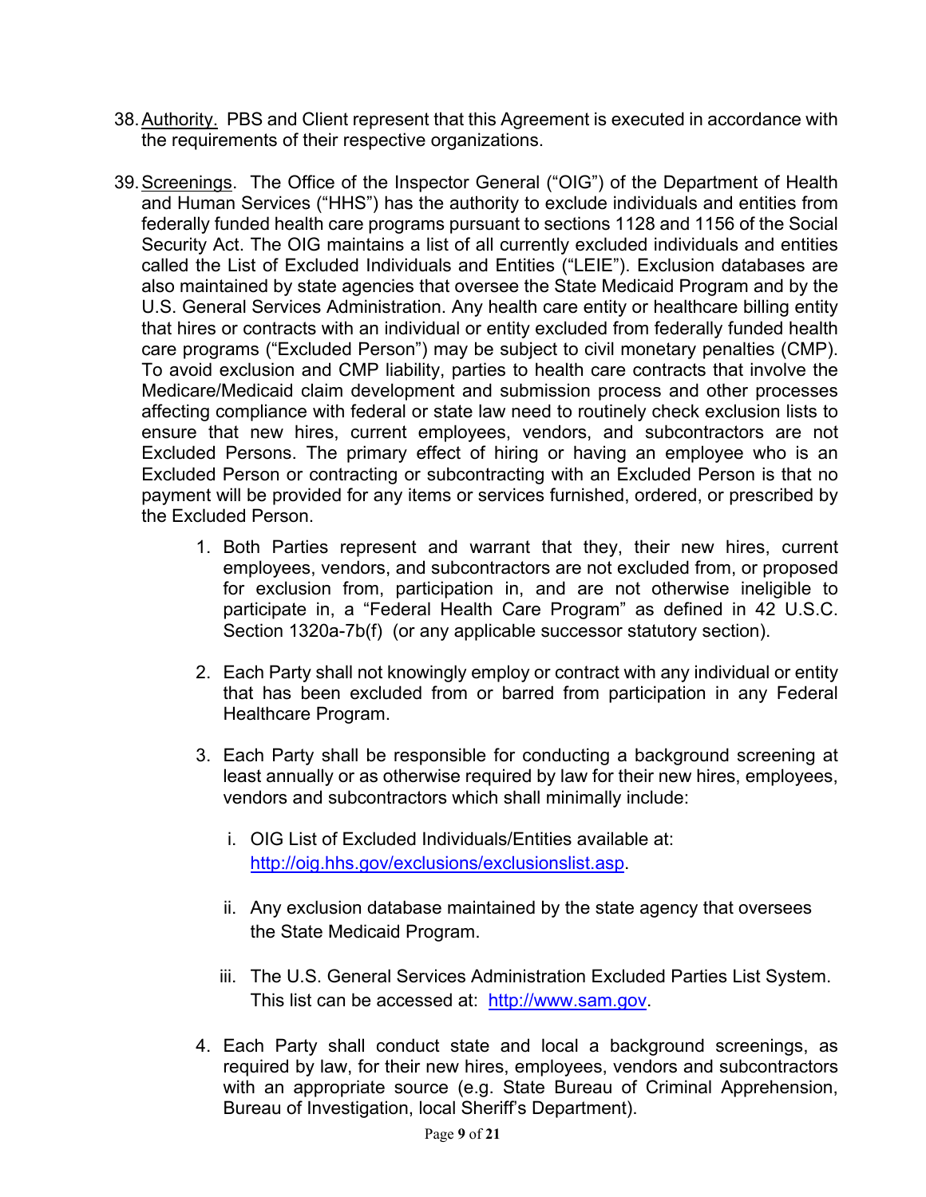38. Authority. PBS and Client represent that this Agreement is executed in accordance with the requirements of their respective organizations.

39. Screenings. The Office of the Inspector General ("OIG") of the Department of Health and Human Services ("HHS") has the authority to exclude individuals and entities from federally funded health care programs pursuant to sections 1128 and 1156 of the Social Security Act. The OIG maintains a list of all currently excluded individuals and entities called the List of Excluded Individuals and Entities ("LEIE"). Exclusion databases are also maintained by state agencies that oversee the State Medicaid Program and by the U.S. General Services Administration. Any health care entity or healthcare billing entity that hires or contracts with an individual or entity excluded from federally funded health care programs ("Excluded Person") may be subject to civil monetary penalties (CMP). To avoid exclusion and CMP liability, parties to health care contracts that involve the Medicare/Medicaid claim development and submission process and other processes affecting compliance with federal or state law need to routinely check exclusion lists to ensure that new hires, current employees, vendors, and subcontractors are not Excluded Persons. The primary effect of hiring or having an employee who is an Excluded Person or contracting or subcontracting with an Excluded Person is that no payment will be provided for any items or services furnished, ordered, or prescribed by the Excluded Person.

    1. Both Parties represent and warrant that they, their new hires, current employees, vendors, and subcontractors are not excluded from, or proposed for exclusion from, participation in, and are not otherwise ineligible to participate in, a "Federal Health Care Program" as defined in 42 U.S.C. Section 1320a-7b(f) (or any applicable successor statutory section).

    2. Each Party shall not knowingly employ or contract with any individual or entity that has been excluded from or barred from participation in any Federal Healthcare Program.

    3. Each Party shall be responsible for conducting a background screening at least annually or as otherwise required by law for their new hires, employees, vendors and subcontractors which shall minimally include:

        i. OIG List of Excluded Individuals/Entities available at: http://oig.hhs.gov/exclusions/exclusionslist.asp.

        ii. Any exclusion database maintained by the state agency that oversees the State Medicaid Program.

        iii. The U.S. General Services Administration Excluded Parties List System. This list can be accessed at: http://www.sam.gov.

    4. Each Party shall conduct state and local a background screenings, as required by law, for their new hires, employees, vendors and subcontractors with an appropriate source (e.g. State Bureau of Criminal Apprehension, Bureau of Investigation, local Sheriff's Department).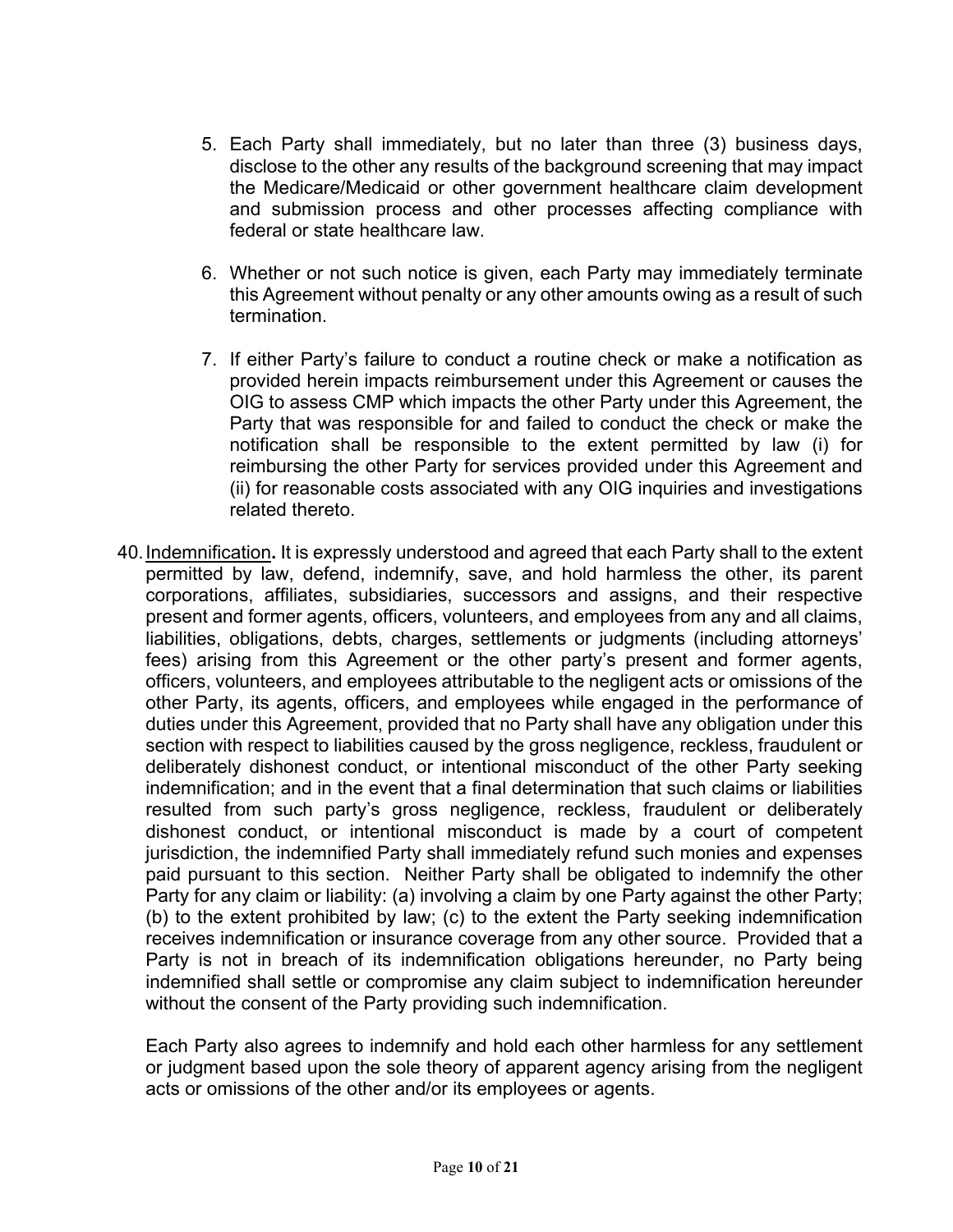5. Each Party shall immediately, but no later than three (3) business days, disclose to the other any results of the background screening that may impact the Medicare/Medicaid or other government healthcare claim development and submission process and other processes affecting compliance with federal or state healthcare law.

6. Whether or not such notice is given, each Party may immediately terminate this Agreement without penalty or any other amounts owing as a result of such termination.

7. If either Party's failure to conduct a routine check or make a notification as provided herein impacts reimbursement under this Agreement or causes the OIG to assess CMP which impacts the other Party under this Agreement, the Party that was responsible for and failed to conduct the check or make the notification shall be responsible to the extent permitted by law (i) for reimbursing the other Party for services provided under this Agreement and (ii) for reasonable costs associated with any OIG inquiries and investigations related thereto.

40. <u>Indemnification</u>**.** It is expressly understood and agreed that each Party shall to the extent permitted by law, defend, indemnify, save, and hold harmless the other, its parent corporations, affiliates, subsidiaries, successors and assigns, and their respective present and former agents, officers, volunteers, and employees from any and all claims, liabilities, obligations, debts, charges, settlements or judgments (including attorneys' fees) arising from this Agreement or the other party's present and former agents, officers, volunteers, and employees attributable to the negligent acts or omissions of the other Party, its agents, officers, and employees while engaged in the performance of duties under this Agreement, provided that no Party shall have any obligation under this section with respect to liabilities caused by the gross negligence, reckless, fraudulent or deliberately dishonest conduct, or intentional misconduct of the other Party seeking indemnification; and in the event that a final determination that such claims or liabilities resulted from such party's gross negligence, reckless, fraudulent or deliberately dishonest conduct, or intentional misconduct is made by a court of competent jurisdiction, the indemnified Party shall immediately refund such monies and expenses paid pursuant to this section. Neither Party shall be obligated to indemnify the other Party for any claim or liability: (a) involving a claim by one Party against the other Party; (b) to the extent prohibited by law; (c) to the extent the Party seeking indemnification receives indemnification or insurance coverage from any other source. Provided that a Party is not in breach of its indemnification obligations hereunder, no Party being indemnified shall settle or compromise any claim subject to indemnification hereunder without the consent of the Party providing such indemnification.

    Each Party also agrees to indemnify and hold each other harmless for any settlement or judgment based upon the sole theory of apparent agency arising from the negligent acts or omissions of the other and/or its employees or agents.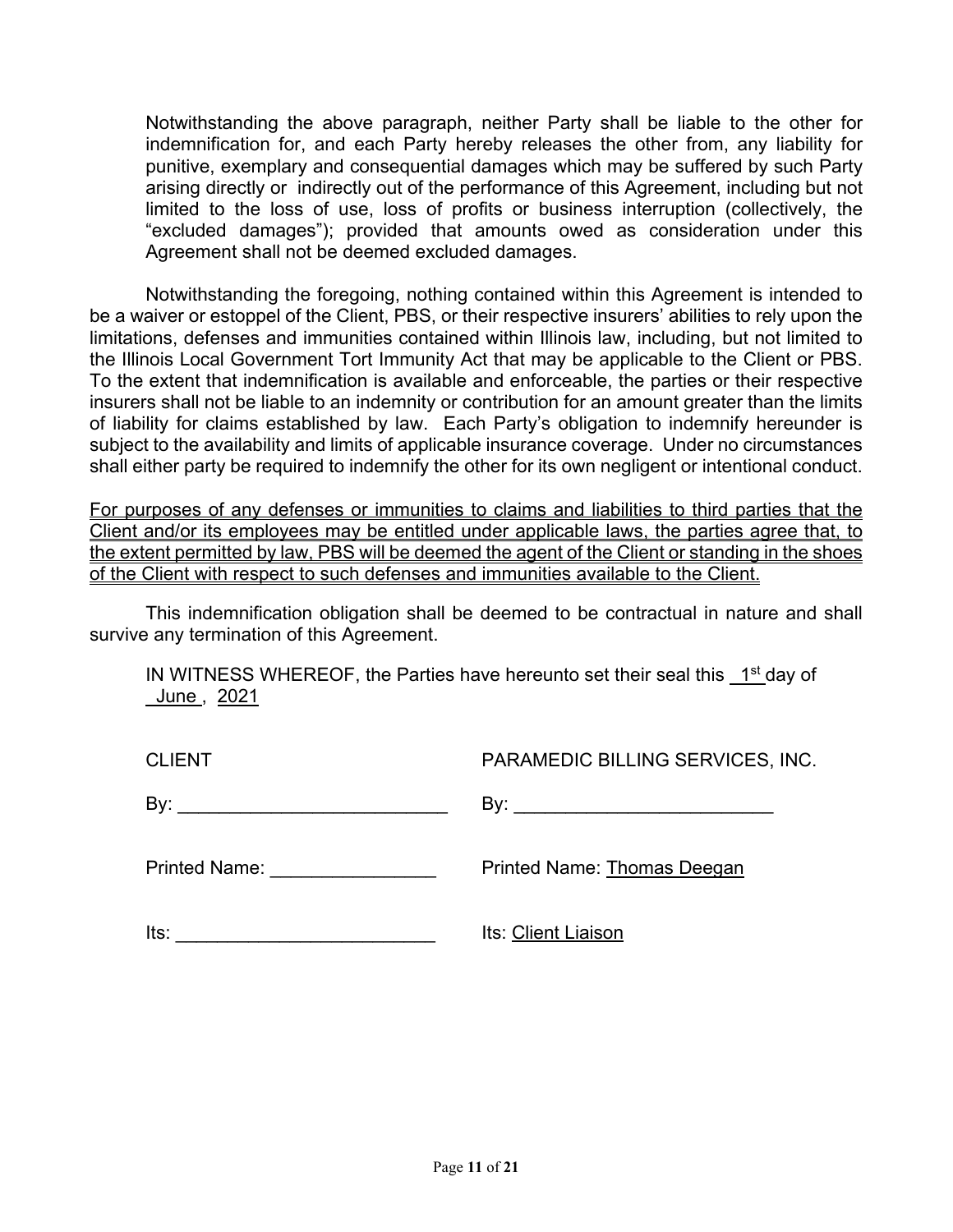Notwithstanding the above paragraph, neither Party shall be liable to the other for indemnification for, and each Party hereby releases the other from, any liability for punitive, exemplary and consequential damages which may be suffered by such Party arising directly or indirectly out of the performance of this Agreement, including but not limited to the loss of use, loss of profits or business interruption (collectively, the "excluded damages"); provided that amounts owed as consideration under this Agreement shall not be deemed excluded damages.

Notwithstanding the foregoing, nothing contained within this Agreement is intended to be a waiver or estoppel of the Client, PBS, or their respective insurers' abilities to rely upon the limitations, defenses and immunities contained within Illinois law, including, but not limited to the Illinois Local Government Tort Immunity Act that may be applicable to the Client or PBS. To the extent that indemnification is available and enforceable, the parties or their respective insurers shall not be liable to an indemnity or contribution for an amount greater than the limits of liability for claims established by law. Each Party's obligation to indemnify hereunder is subject to the availability and limits of applicable insurance coverage. Under no circumstances shall either party be required to indemnify the other for its own negligent or intentional conduct.

<u>For purposes of any defenses or immunities to claims and liabilities to third parties that the Client and/or its employees may be entitled under applicable laws, the parties agree that, to the extent permitted by law, PBS will be deemed the agent of the Client or standing in the shoes of the Client with respect to such defenses and immunities available to the Client.</u>

This indemnification obligation shall be deemed to be contractual in nature and shall survive any termination of this Agreement.

IN WITNESS WHEREOF, the Parties have hereunto set their seal this 1st day of June, 2021

| CLIENT | PARAMEDIC BILLING SERVICES, INC. |
|---|---|
| By: ______________________ | By: ______________________ |
| Printed Name: ______________ | Printed Name: Thomas Deegan |
| Its: ______________________ | Its: Client Liaison |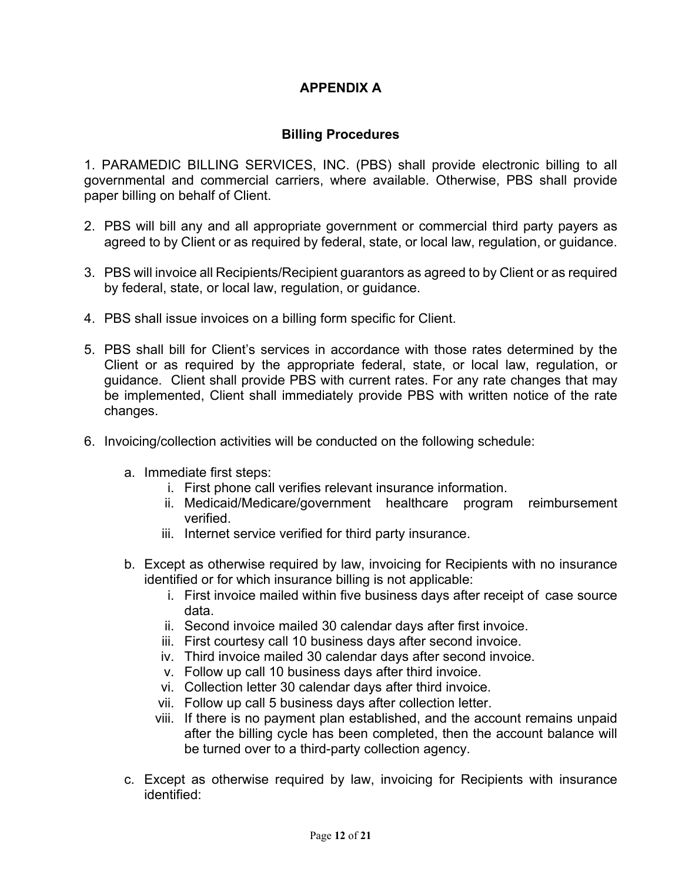## APPENDIX A

### Billing Procedures

1. PARAMEDIC BILLING SERVICES, INC. (PBS) shall provide electronic billing to all governmental and commercial carriers, where available. Otherwise, PBS shall provide paper billing on behalf of Client.

2. PBS will bill any and all appropriate government or commercial third party payers as agreed to by Client or as required by federal, state, or local law, regulation, or guidance.

3. PBS will invoice all Recipients/Recipient guarantors as agreed to by Client or as required by federal, state, or local law, regulation, or guidance.

4. PBS shall issue invoices on a billing form specific for Client.

5. PBS shall bill for Client's services in accordance with those rates determined by the Client or as required by the appropriate federal, state, or local law, regulation, or guidance. Client shall provide PBS with current rates. For any rate changes that may be implemented, Client shall immediately provide PBS with written notice of the rate changes.

6. Invoicing/collection activities will be conducted on the following schedule:

    a. Immediate first steps:
        i. First phone call verifies relevant insurance information.
        ii. Medicaid/Medicare/government healthcare program reimbursement verified.
        iii. Internet service verified for third party insurance.

    b. Except as otherwise required by law, invoicing for Recipients with no insurance identified or for which insurance billing is not applicable:
        i. First invoice mailed within five business days after receipt of case source data.
        ii. Second invoice mailed 30 calendar days after first invoice.
        iii. First courtesy call 10 business days after second invoice.
        iv. Third invoice mailed 30 calendar days after second invoice.
        v. Follow up call 10 business days after third invoice.
        vi. Collection letter 30 calendar days after third invoice.
        vii. Follow up call 5 business days after collection letter.
        viii. If there is no payment plan established, and the account remains unpaid after the billing cycle has been completed, then the account balance will be turned over to a third-party collection agency.

    c. Except as otherwise required by law, invoicing for Recipients with insurance identified: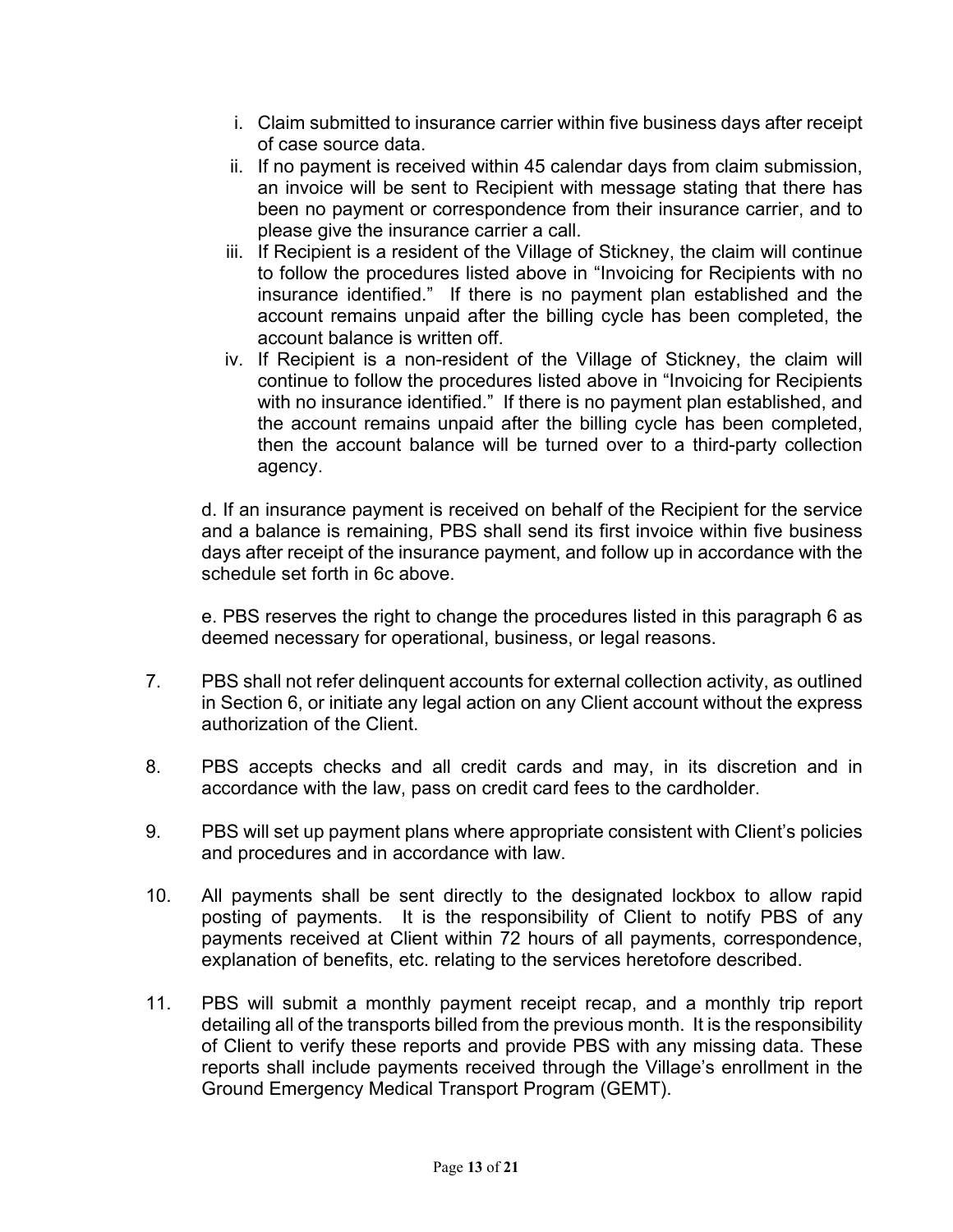i. Claim submitted to insurance carrier within five business days after receipt of case source data.

ii. If no payment is received within 45 calendar days from claim submission, an invoice will be sent to Recipient with message stating that there has been no payment or correspondence from their insurance carrier, and to please give the insurance carrier a call.

iii. If Recipient is a resident of the Village of Stickney, the claim will continue to follow the procedures listed above in "Invoicing for Recipients with no insurance identified." If there is no payment plan established and the account remains unpaid after the billing cycle has been completed, the account balance is written off.

iv. If Recipient is a non-resident of the Village of Stickney, the claim will continue to follow the procedures listed above in "Invoicing for Recipients with no insurance identified." If there is no payment plan established, and the account remains unpaid after the billing cycle has been completed, then the account balance will be turned over to a third-party collection agency.

d. If an insurance payment is received on behalf of the Recipient for the service and a balance is remaining, PBS shall send its first invoice within five business days after receipt of the insurance payment, and follow up in accordance with the schedule set forth in 6c above.

e. PBS reserves the right to change the procedures listed in this paragraph 6 as deemed necessary for operational, business, or legal reasons.

7. PBS shall not refer delinquent accounts for external collection activity, as outlined in Section 6, or initiate any legal action on any Client account without the express authorization of the Client.

8. PBS accepts checks and all credit cards and may, in its discretion and in accordance with the law, pass on credit card fees to the cardholder.

9. PBS will set up payment plans where appropriate consistent with Client's policies and procedures and in accordance with law.

10. All payments shall be sent directly to the designated lockbox to allow rapid posting of payments. It is the responsibility of Client to notify PBS of any payments received at Client within 72 hours of all payments, correspondence, explanation of benefits, etc. relating to the services heretofore described.

11. PBS will submit a monthly payment receipt recap, and a monthly trip report detailing all of the transports billed from the previous month. It is the responsibility of Client to verify these reports and provide PBS with any missing data. These reports shall include payments received through the Village's enrollment in the Ground Emergency Medical Transport Program (GEMT).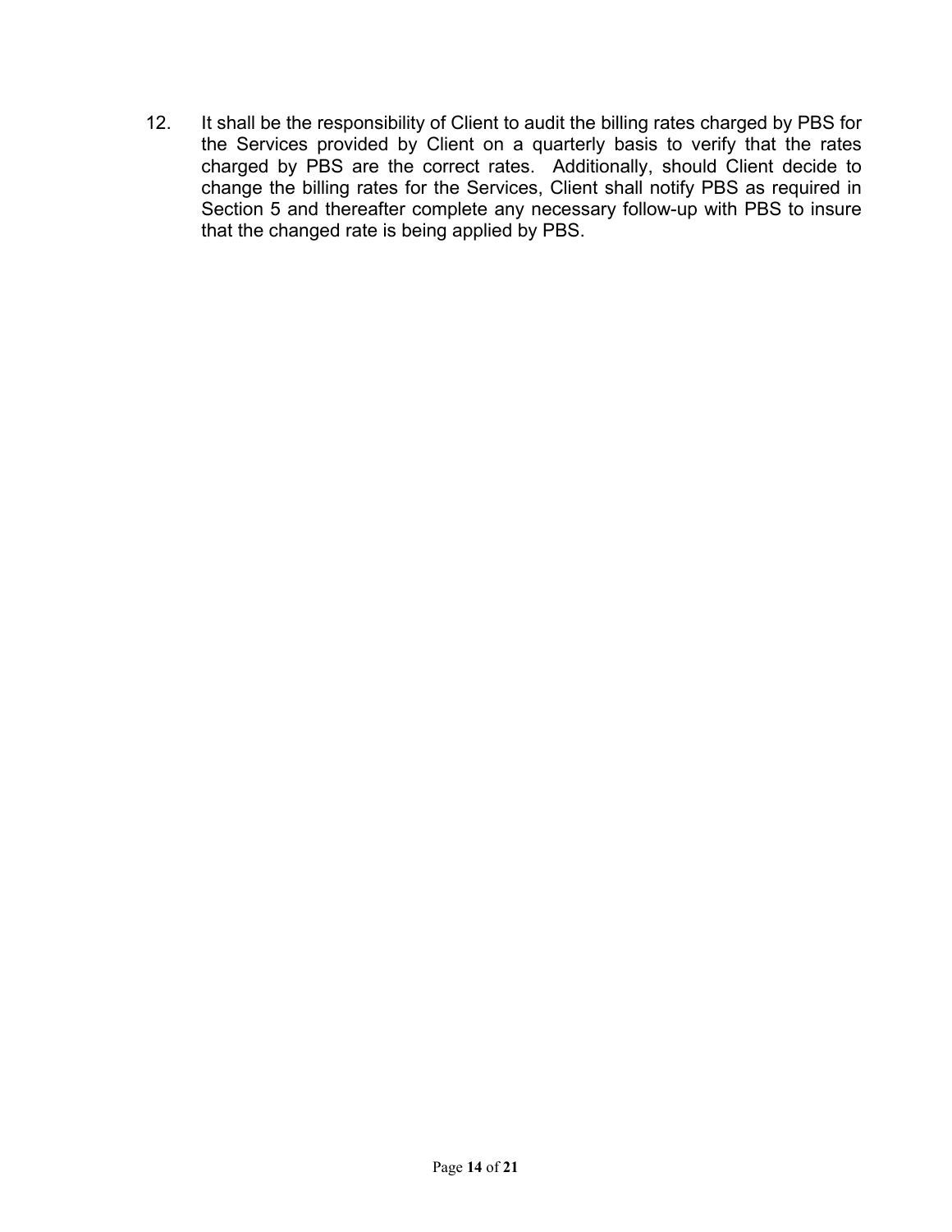12. It shall be the responsibility of Client to audit the billing rates charged by PBS for the Services provided by Client on a quarterly basis to verify that the rates charged by PBS are the correct rates. Additionally, should Client decide to change the billing rates for the Services, Client shall notify PBS as required in Section 5 and thereafter complete any necessary follow-up with PBS to insure that the changed rate is being applied by PBS.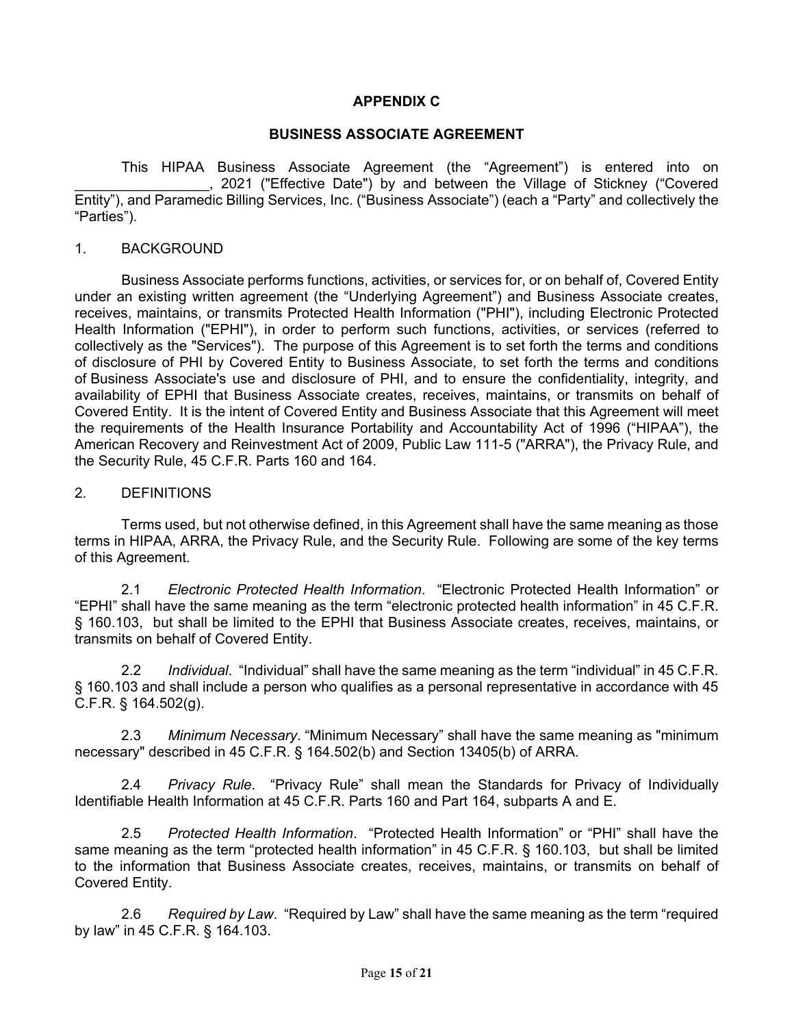## APPENDIX C

## BUSINESS ASSOCIATE AGREEMENT

This HIPAA Business Associate Agreement (the "Agreement") is entered into on _________________, 2021 ("Effective Date") by and between the Village of Stickney ("Covered Entity"), and Paramedic Billing Services, Inc. ("Business Associate") (each a "Party" and collectively the "Parties").

1. BACKGROUND

Business Associate performs functions, activities, or services for, or on behalf of, Covered Entity under an existing written agreement (the "Underlying Agreement") and Business Associate creates, receives, maintains, or transmits Protected Health Information ("PHI"), including Electronic Protected Health Information ("EPHI"), in order to perform such functions, activities, or services (referred to collectively as the "Services"). The purpose of this Agreement is to set forth the terms and conditions of disclosure of PHI by Covered Entity to Business Associate, to set forth the terms and conditions of Business Associate's use and disclosure of PHI, and to ensure the confidentiality, integrity, and availability of EPHI that Business Associate creates, receives, maintains, or transmits on behalf of Covered Entity. It is the intent of Covered Entity and Business Associate that this Agreement will meet the requirements of the Health Insurance Portability and Accountability Act of 1996 ("HIPAA"), the American Recovery and Reinvestment Act of 2009, Public Law 111-5 ("ARRA"), the Privacy Rule, and the Security Rule, 45 C.F.R. Parts 160 and 164.

2. DEFINITIONS

Terms used, but not otherwise defined, in this Agreement shall have the same meaning as those terms in HIPAA, ARRA, the Privacy Rule, and the Security Rule. Following are some of the key terms of this Agreement.

2.1 *Electronic Protected Health Information*. "Electronic Protected Health Information" or "EPHI" shall have the same meaning as the term "electronic protected health information" in 45 C.F.R. § 160.103, but shall be limited to the EPHI that Business Associate creates, receives, maintains, or transmits on behalf of Covered Entity.

2.2 *Individual*. "Individual" shall have the same meaning as the term "individual" in 45 C.F.R. § 160.103 and shall include a person who qualifies as a personal representative in accordance with 45 C.F.R. § 164.502(g).

2.3 *Minimum Necessary*. "Minimum Necessary" shall have the same meaning as "minimum necessary" described in 45 C.F.R. § 164.502(b) and Section 13405(b) of ARRA.

2.4 *Privacy Rule*. "Privacy Rule" shall mean the Standards for Privacy of Individually Identifiable Health Information at 45 C.F.R. Parts 160 and Part 164, subparts A and E.

2.5 *Protected Health Information*. "Protected Health Information" or "PHI" shall have the same meaning as the term "protected health information" in 45 C.F.R. § 160.103, but shall be limited to the information that Business Associate creates, receives, maintains, or transmits on behalf of Covered Entity.

2.6 *Required by Law*. "Required by Law" shall have the same meaning as the term "required by law" in 45 C.F.R. § 164.103.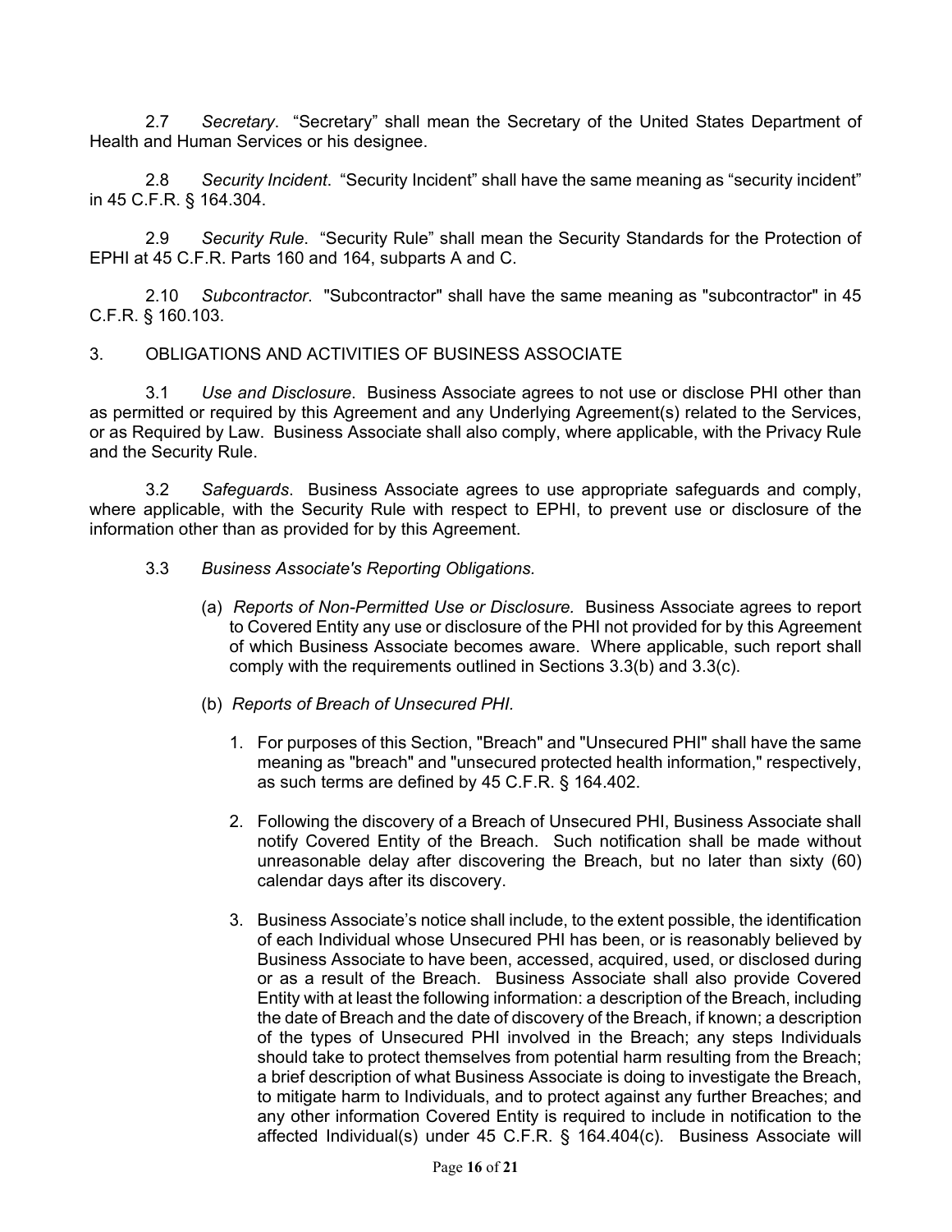2.7 *Secretary*. "Secretary" shall mean the Secretary of the United States Department of Health and Human Services or his designee.

2.8 *Security Incident*. "Security Incident" shall have the same meaning as "security incident" in 45 C.F.R. § 164.304.

2.9 *Security Rule*. "Security Rule" shall mean the Security Standards for the Protection of EPHI at 45 C.F.R. Parts 160 and 164, subparts A and C.

2.10 *Subcontractor*. "Subcontractor" shall have the same meaning as "subcontractor" in 45 C.F.R. § 160.103.

3. OBLIGATIONS AND ACTIVITIES OF BUSINESS ASSOCIATE

3.1 *Use and Disclosure*. Business Associate agrees to not use or disclose PHI other than as permitted or required by this Agreement and any Underlying Agreement(s) related to the Services, or as Required by Law. Business Associate shall also comply, where applicable, with the Privacy Rule and the Security Rule.

3.2 *Safeguards*. Business Associate agrees to use appropriate safeguards and comply, where applicable, with the Security Rule with respect to EPHI, to prevent use or disclosure of the information other than as provided for by this Agreement.

3.3 *Business Associate's Reporting Obligations.*

(a) *Reports of Non-Permitted Use or Disclosure.* Business Associate agrees to report to Covered Entity any use or disclosure of the PHI not provided for by this Agreement of which Business Associate becomes aware. Where applicable, such report shall comply with the requirements outlined in Sections 3.3(b) and 3.3(c).

(b) *Reports of Breach of Unsecured PHI*.

1. For purposes of this Section, "Breach" and "Unsecured PHI" shall have the same meaning as "breach" and "unsecured protected health information," respectively, as such terms are defined by 45 C.F.R. § 164.402.

2. Following the discovery of a Breach of Unsecured PHI, Business Associate shall notify Covered Entity of the Breach. Such notification shall be made without unreasonable delay after discovering the Breach, but no later than sixty (60) calendar days after its discovery.

3. Business Associate's notice shall include, to the extent possible, the identification of each Individual whose Unsecured PHI has been, or is reasonably believed by Business Associate to have been, accessed, acquired, used, or disclosed during or as a result of the Breach. Business Associate shall also provide Covered Entity with at least the following information: a description of the Breach, including the date of Breach and the date of discovery of the Breach, if known; a description of the types of Unsecured PHI involved in the Breach; any steps Individuals should take to protect themselves from potential harm resulting from the Breach; a brief description of what Business Associate is doing to investigate the Breach, to mitigate harm to Individuals, and to protect against any further Breaches; and any other information Covered Entity is required to include in notification to the affected Individual(s) under 45 C.F.R. § 164.404(c). Business Associate will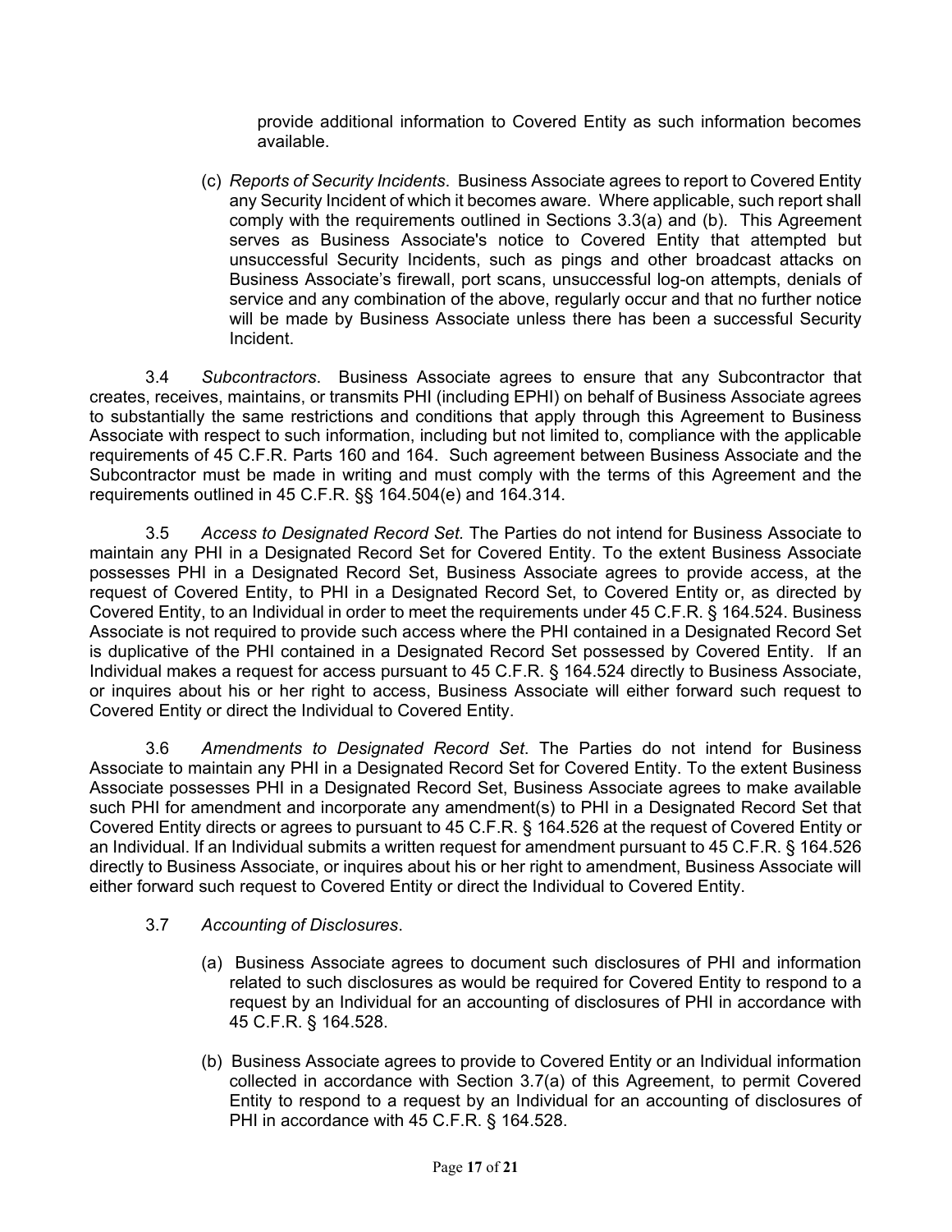provide additional information to Covered Entity as such information becomes available.

(c) *Reports of Security Incidents*. Business Associate agrees to report to Covered Entity any Security Incident of which it becomes aware. Where applicable, such report shall comply with the requirements outlined in Sections 3.3(a) and (b). This Agreement serves as Business Associate's notice to Covered Entity that attempted but unsuccessful Security Incidents, such as pings and other broadcast attacks on Business Associate's firewall, port scans, unsuccessful log-on attempts, denials of service and any combination of the above, regularly occur and that no further notice will be made by Business Associate unless there has been a successful Security Incident.

3.4 *Subcontractors*. Business Associate agrees to ensure that any Subcontractor that creates, receives, maintains, or transmits PHI (including EPHI) on behalf of Business Associate agrees to substantially the same restrictions and conditions that apply through this Agreement to Business Associate with respect to such information, including but not limited to, compliance with the applicable requirements of 45 C.F.R. Parts 160 and 164. Such agreement between Business Associate and the Subcontractor must be made in writing and must comply with the terms of this Agreement and the requirements outlined in 45 C.F.R. §§ 164.504(e) and 164.314.

3.5 *Access to Designated Record Set.* The Parties do not intend for Business Associate to maintain any PHI in a Designated Record Set for Covered Entity. To the extent Business Associate possesses PHI in a Designated Record Set, Business Associate agrees to provide access, at the request of Covered Entity, to PHI in a Designated Record Set, to Covered Entity or, as directed by Covered Entity, to an Individual in order to meet the requirements under 45 C.F.R. § 164.524. Business Associate is not required to provide such access where the PHI contained in a Designated Record Set is duplicative of the PHI contained in a Designated Record Set possessed by Covered Entity. If an Individual makes a request for access pursuant to 45 C.F.R. § 164.524 directly to Business Associate, or inquires about his or her right to access, Business Associate will either forward such request to Covered Entity or direct the Individual to Covered Entity.

3.6 *Amendments to Designated Record Set*. The Parties do not intend for Business Associate to maintain any PHI in a Designated Record Set for Covered Entity. To the extent Business Associate possesses PHI in a Designated Record Set, Business Associate agrees to make available such PHI for amendment and incorporate any amendment(s) to PHI in a Designated Record Set that Covered Entity directs or agrees to pursuant to 45 C.F.R. § 164.526 at the request of Covered Entity or an Individual. If an Individual submits a written request for amendment pursuant to 45 C.F.R. § 164.526 directly to Business Associate, or inquires about his or her right to amendment, Business Associate will either forward such request to Covered Entity or direct the Individual to Covered Entity.

3.7 *Accounting of Disclosures*.

(a) Business Associate agrees to document such disclosures of PHI and information related to such disclosures as would be required for Covered Entity to respond to a request by an Individual for an accounting of disclosures of PHI in accordance with 45 C.F.R. § 164.528.

(b) Business Associate agrees to provide to Covered Entity or an Individual information collected in accordance with Section 3.7(a) of this Agreement, to permit Covered Entity to respond to a request by an Individual for an accounting of disclosures of PHI in accordance with 45 C.F.R. § 164.528.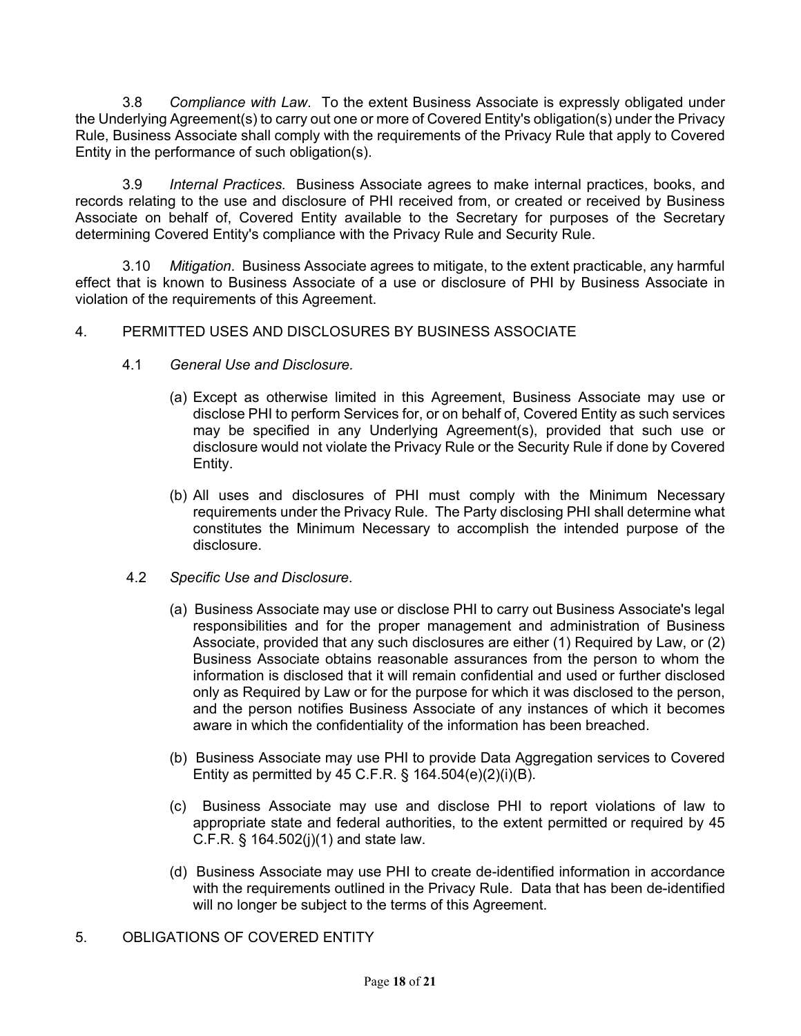3.8 *Compliance with Law*. To the extent Business Associate is expressly obligated under the Underlying Agreement(s) to carry out one or more of Covered Entity's obligation(s) under the Privacy Rule, Business Associate shall comply with the requirements of the Privacy Rule that apply to Covered Entity in the performance of such obligation(s).

3.9 *Internal Practices.* Business Associate agrees to make internal practices, books, and records relating to the use and disclosure of PHI received from, or created or received by Business Associate on behalf of, Covered Entity available to the Secretary for purposes of the Secretary determining Covered Entity's compliance with the Privacy Rule and Security Rule.

3.10 *Mitigation*. Business Associate agrees to mitigate, to the extent practicable, any harmful effect that is known to Business Associate of a use or disclosure of PHI by Business Associate in violation of the requirements of this Agreement.

4. PERMITTED USES AND DISCLOSURES BY BUSINESS ASSOCIATE

4.1 *General Use and Disclosure.*

(a) Except as otherwise limited in this Agreement, Business Associate may use or disclose PHI to perform Services for, or on behalf of, Covered Entity as such services may be specified in any Underlying Agreement(s), provided that such use or disclosure would not violate the Privacy Rule or the Security Rule if done by Covered Entity.

(b) All uses and disclosures of PHI must comply with the Minimum Necessary requirements under the Privacy Rule. The Party disclosing PHI shall determine what constitutes the Minimum Necessary to accomplish the intended purpose of the disclosure.

4.2 *Specific Use and Disclosure*.

(a) Business Associate may use or disclose PHI to carry out Business Associate's legal responsibilities and for the proper management and administration of Business Associate, provided that any such disclosures are either (1) Required by Law, or (2) Business Associate obtains reasonable assurances from the person to whom the information is disclosed that it will remain confidential and used or further disclosed only as Required by Law or for the purpose for which it was disclosed to the person, and the person notifies Business Associate of any instances of which it becomes aware in which the confidentiality of the information has been breached.

(b) Business Associate may use PHI to provide Data Aggregation services to Covered Entity as permitted by 45 C.F.R. § 164.504(e)(2)(i)(B).

(c) Business Associate may use and disclose PHI to report violations of law to appropriate state and federal authorities, to the extent permitted or required by 45 C.F.R. § 164.502(j)(1) and state law.

(d) Business Associate may use PHI to create de-identified information in accordance with the requirements outlined in the Privacy Rule. Data that has been de-identified will no longer be subject to the terms of this Agreement.

5. OBLIGATIONS OF COVERED ENTITY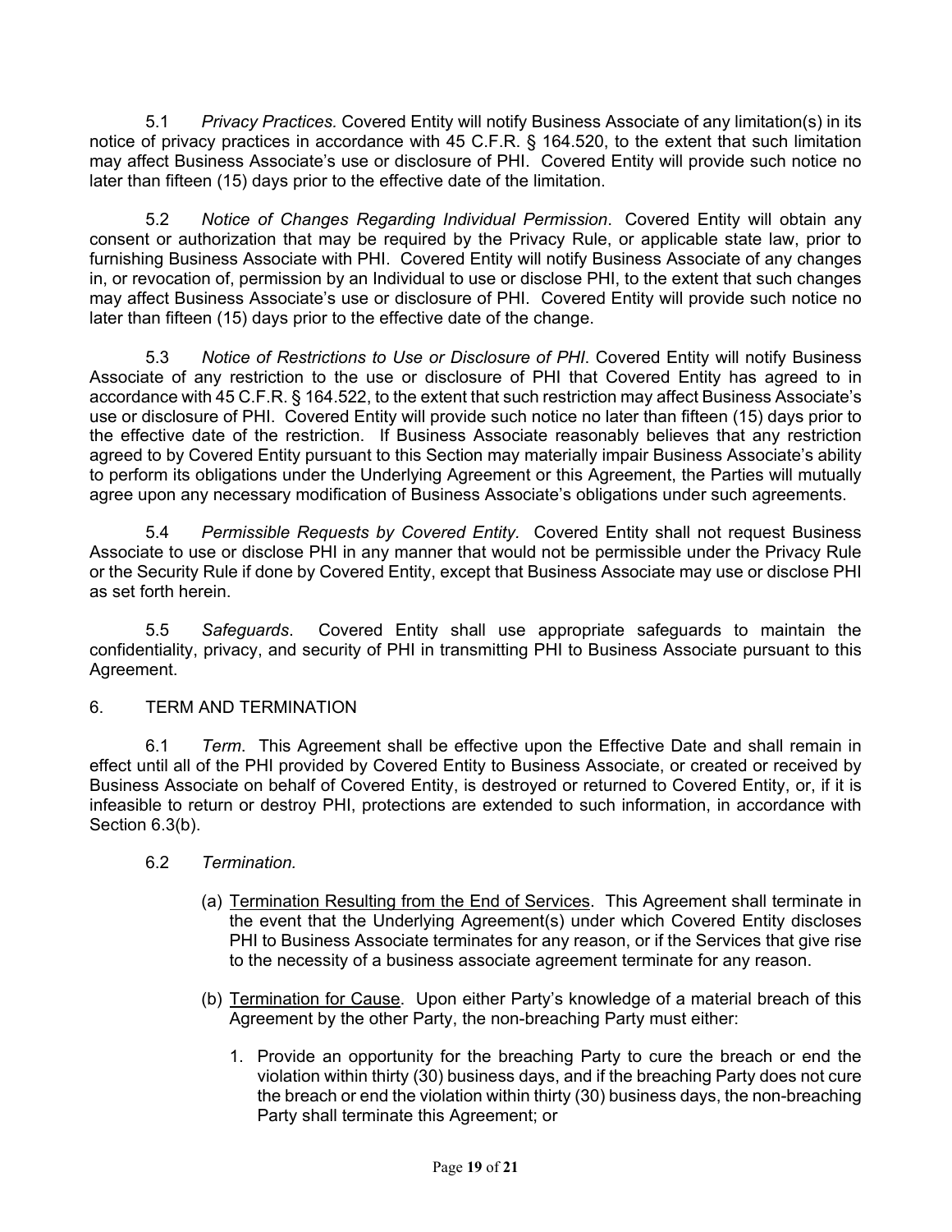5.1 *Privacy Practices.* Covered Entity will notify Business Associate of any limitation(s) in its notice of privacy practices in accordance with 45 C.F.R. § 164.520, to the extent that such limitation may affect Business Associate's use or disclosure of PHI. Covered Entity will provide such notice no later than fifteen (15) days prior to the effective date of the limitation.

5.2 *Notice of Changes Regarding Individual Permission*. Covered Entity will obtain any consent or authorization that may be required by the Privacy Rule, or applicable state law, prior to furnishing Business Associate with PHI. Covered Entity will notify Business Associate of any changes in, or revocation of, permission by an Individual to use or disclose PHI, to the extent that such changes may affect Business Associate's use or disclosure of PHI. Covered Entity will provide such notice no later than fifteen (15) days prior to the effective date of the change.

5.3 *Notice of Restrictions to Use or Disclosure of PHI*. Covered Entity will notify Business Associate of any restriction to the use or disclosure of PHI that Covered Entity has agreed to in accordance with 45 C.F.R. § 164.522, to the extent that such restriction may affect Business Associate's use or disclosure of PHI. Covered Entity will provide such notice no later than fifteen (15) days prior to the effective date of the restriction. If Business Associate reasonably believes that any restriction agreed to by Covered Entity pursuant to this Section may materially impair Business Associate's ability to perform its obligations under the Underlying Agreement or this Agreement, the Parties will mutually agree upon any necessary modification of Business Associate's obligations under such agreements.

5.4 *Permissible Requests by Covered Entity.* Covered Entity shall not request Business Associate to use or disclose PHI in any manner that would not be permissible under the Privacy Rule or the Security Rule if done by Covered Entity, except that Business Associate may use or disclose PHI as set forth herein.

5.5 *Safeguards*. Covered Entity shall use appropriate safeguards to maintain the confidentiality, privacy, and security of PHI in transmitting PHI to Business Associate pursuant to this Agreement.

6. TERM AND TERMINATION

6.1 *Term*. This Agreement shall be effective upon the Effective Date and shall remain in effect until all of the PHI provided by Covered Entity to Business Associate, or created or received by Business Associate on behalf of Covered Entity, is destroyed or returned to Covered Entity, or, if it is infeasible to return or destroy PHI, protections are extended to such information, in accordance with Section 6.3(b).

6.2 *Termination.*

(a) Termination Resulting from the End of Services. This Agreement shall terminate in the event that the Underlying Agreement(s) under which Covered Entity discloses PHI to Business Associate terminates for any reason, or if the Services that give rise to the necessity of a business associate agreement terminate for any reason.

(b) Termination for Cause. Upon either Party's knowledge of a material breach of this Agreement by the other Party, the non-breaching Party must either:

1. Provide an opportunity for the breaching Party to cure the breach or end the violation within thirty (30) business days, and if the breaching Party does not cure the breach or end the violation within thirty (30) business days, the non-breaching Party shall terminate this Agreement; or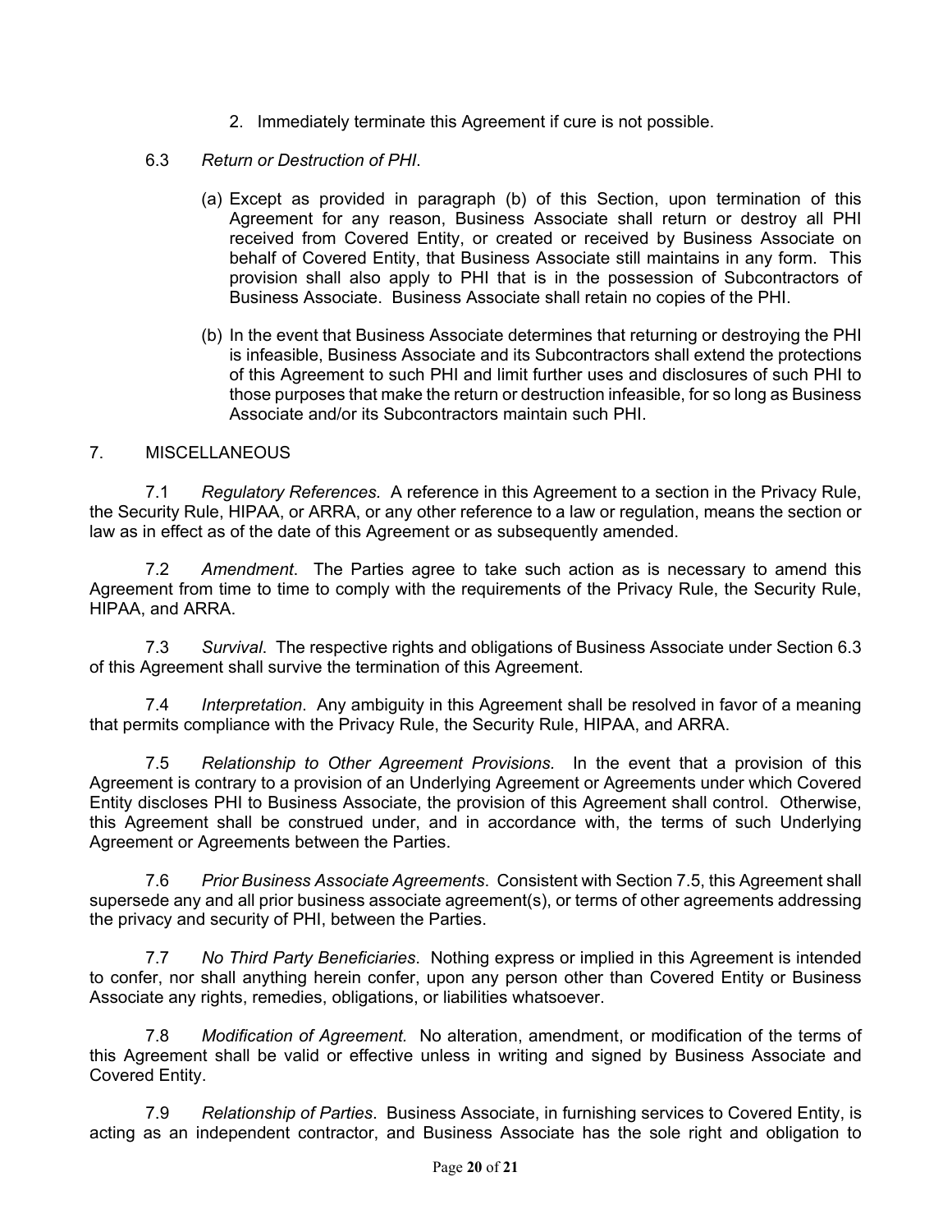2. Immediately terminate this Agreement if cure is not possible.

6.3 *Return or Destruction of PHI*.

(a) Except as provided in paragraph (b) of this Section, upon termination of this Agreement for any reason, Business Associate shall return or destroy all PHI received from Covered Entity, or created or received by Business Associate on behalf of Covered Entity, that Business Associate still maintains in any form. This provision shall also apply to PHI that is in the possession of Subcontractors of Business Associate. Business Associate shall retain no copies of the PHI.

(b) In the event that Business Associate determines that returning or destroying the PHI is infeasible, Business Associate and its Subcontractors shall extend the protections of this Agreement to such PHI and limit further uses and disclosures of such PHI to those purposes that make the return or destruction infeasible, for so long as Business Associate and/or its Subcontractors maintain such PHI.

7. MISCELLANEOUS

7.1 *Regulatory References.* A reference in this Agreement to a section in the Privacy Rule, the Security Rule, HIPAA, or ARRA, or any other reference to a law or regulation, means the section or law as in effect as of the date of this Agreement or as subsequently amended.

7.2 *Amendment*. The Parties agree to take such action as is necessary to amend this Agreement from time to time to comply with the requirements of the Privacy Rule, the Security Rule, HIPAA, and ARRA.

7.3 *Survival*. The respective rights and obligations of Business Associate under Section 6.3 of this Agreement shall survive the termination of this Agreement.

7.4 *Interpretation*. Any ambiguity in this Agreement shall be resolved in favor of a meaning that permits compliance with the Privacy Rule, the Security Rule, HIPAA, and ARRA.

7.5 *Relationship to Other Agreement Provisions.* In the event that a provision of this Agreement is contrary to a provision of an Underlying Agreement or Agreements under which Covered Entity discloses PHI to Business Associate, the provision of this Agreement shall control. Otherwise, this Agreement shall be construed under, and in accordance with, the terms of such Underlying Agreement or Agreements between the Parties.

7.6 *Prior Business Associate Agreements*. Consistent with Section 7.5, this Agreement shall supersede any and all prior business associate agreement(s), or terms of other agreements addressing the privacy and security of PHI, between the Parties.

7.7 *No Third Party Beneficiaries*. Nothing express or implied in this Agreement is intended to confer, nor shall anything herein confer, upon any person other than Covered Entity or Business Associate any rights, remedies, obligations, or liabilities whatsoever.

7.8 *Modification of Agreement.* No alteration, amendment, or modification of the terms of this Agreement shall be valid or effective unless in writing and signed by Business Associate and Covered Entity.

7.9 *Relationship of Parties*. Business Associate, in furnishing services to Covered Entity, is acting as an independent contractor, and Business Associate has the sole right and obligation to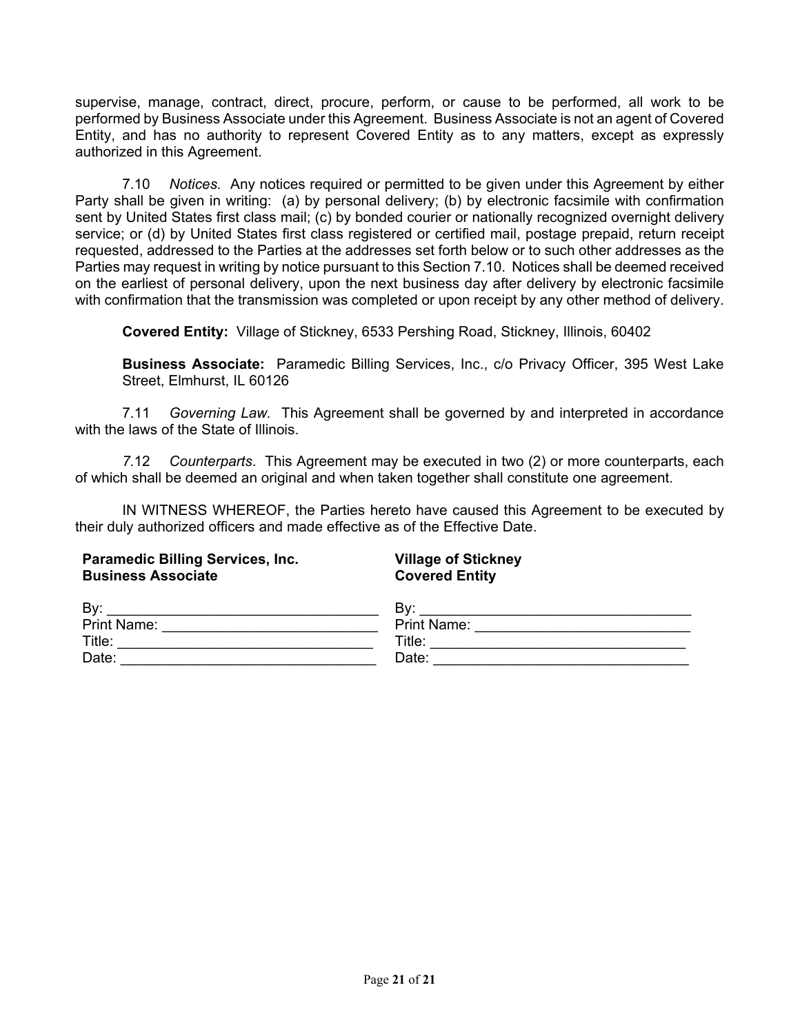supervise, manage, contract, direct, procure, perform, or cause to be performed, all work to be performed by Business Associate under this Agreement. Business Associate is not an agent of Covered Entity, and has no authority to represent Covered Entity as to any matters, except as expressly authorized in this Agreement.

7.10 *Notices.* Any notices required or permitted to be given under this Agreement by either Party shall be given in writing: (a) by personal delivery; (b) by electronic facsimile with confirmation sent by United States first class mail; (c) by bonded courier or nationally recognized overnight delivery service; or (d) by United States first class registered or certified mail, postage prepaid, return receipt requested, addressed to the Parties at the addresses set forth below or to such other addresses as the Parties may request in writing by notice pursuant to this Section 7.10. Notices shall be deemed received on the earliest of personal delivery, upon the next business day after delivery by electronic facsimile with confirmation that the transmission was completed or upon receipt by any other method of delivery.

**Covered Entity:** Village of Stickney, 6533 Pershing Road, Stickney, Illinois, 60402

**Business Associate:** Paramedic Billing Services, Inc., c/o Privacy Officer, 395 West Lake Street, Elmhurst, IL 60126

7.11 *Governing Law.* This Agreement shall be governed by and interpreted in accordance with the laws of the State of Illinois.

*7.*12 *Counterparts*. This Agreement may be executed in two (2) or more counterparts, each of which shall be deemed an original and when taken together shall constitute one agreement.

IN WITNESS WHEREOF, the Parties hereto have caused this Agreement to be executed by their duly authorized officers and made effective as of the Effective Date.

| **Paramedic Billing Services, Inc.**<br>**Business Associate** | **Village of Stickney**<br>**Covered Entity** |
|---|---|
| By: ______________________________ | By: ______________________________ |
| Print Name: ________________________ | Print Name: ________________________ |
| Title: ____________________________ | Title: ____________________________ |
| Date: ____________________________ | Date: ____________________________ |